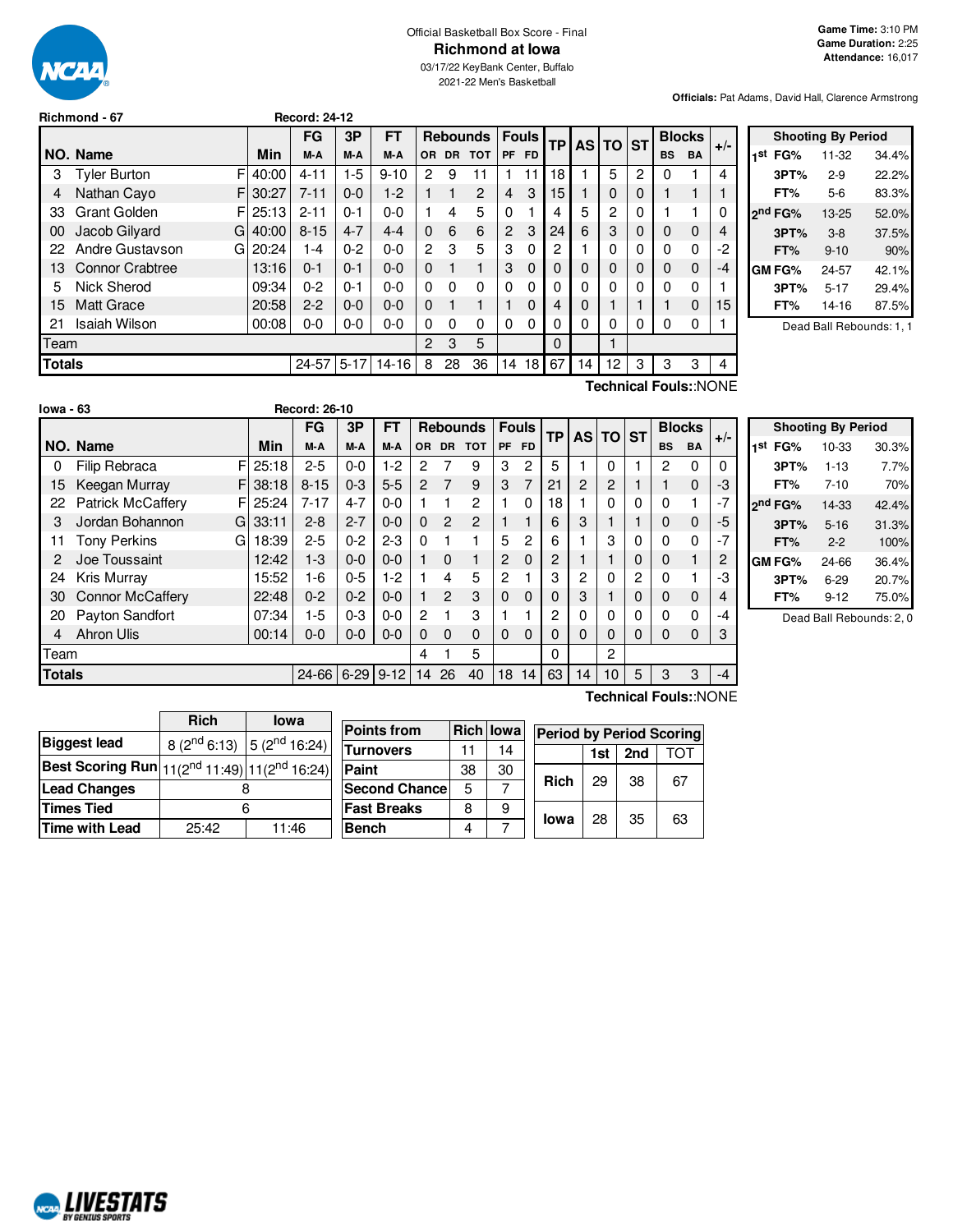Official Basketball Box Score - Final

# Richmond at Iowa

03/17/22 KeyBank Center, Buffalo

2021-22 Men's Basketball

**Game Time:** 3:10 PM
**Game Duration:** 2:25
**Attendance:** 16,017

**Officials:** Pat Adams, David Hall, Clarence Armstrong

## Richmond - 67 — Record: 24-12

| NO. | Name | | Min | FG M-A | 3P M-A | FT M-A | OR | DR | TOT | PF | FD | TP | AS | TO | ST | BS | BA | +/- |
|---|---|---|---|---|---|---|---|---|---|---|---|---|---|---|---|---|---|---|
| 3 | Tyler Burton | F | 40:00 | 4-11 | 1-5 | 9-10 | 2 | 9 | 11 | 1 | 11 | 18 | 1 | 5 | 2 | 0 | 1 | 4 |
| 4 | Nathan Cayo | F | 30:27 | 7-11 | 0-0 | 1-2 | 1 | 1 | 2 | 4 | 3 | 15 | 1 | 0 | 0 | 1 | 1 | 1 |
| 33 | Grant Golden | F | 25:13 | 2-11 | 0-1 | 0-0 | 1 | 4 | 5 | 0 | 1 | 4 | 5 | 2 | 0 | 1 | 1 | 0 |
| 00 | Jacob Gilyard | G | 40:00 | 8-15 | 4-7 | 4-4 | 0 | 6 | 6 | 2 | 3 | 24 | 6 | 3 | 0 | 0 | 0 | 4 |
| 22 | Andre Gustavson | G | 20:24 | 1-4 | 0-2 | 0-0 | 2 | 3 | 5 | 3 | 0 | 2 | 1 | 0 | 0 | 0 | 0 | -2 |
| 13 | Connor Crabtree | | 13:16 | 0-1 | 0-1 | 0-0 | 0 | 1 | 1 | 3 | 0 | 0 | 0 | 0 | 0 | 0 | 0 | -4 |
| 5 | Nick Sherod | | 09:34 | 0-2 | 0-1 | 0-0 | 0 | 0 | 0 | 0 | 0 | 0 | 0 | 0 | 0 | 0 | 0 | 1 |
| 15 | Matt Grace | | 20:58 | 2-2 | 0-0 | 0-0 | 0 | 1 | 1 | 1 | 0 | 4 | 0 | 1 | 1 | 1 | 0 | 15 |
| 21 | Isaiah Wilson | | 00:08 | 0-0 | 0-0 | 0-0 | 0 | 0 | 0 | 0 | 0 | 0 | 0 | 0 | 0 | 0 | 0 | 1 |
| | Team | | | | | | 2 | 3 | 5 | | | 0 | | 1 | | | | |
| | **Totals** | | | 24-57 | 5-17 | 14-16 | 8 | 28 | 36 | 14 | 18 | 67 | 14 | 12 | 3 | 3 | 3 | 4 |

Technical Fouls::NONE

| Shooting By Period | | |
|---|---|---|
| 1st FG% | 11-32 | 34.4% |
| 3PT% | 2-9 | 22.2% |
| FT% | 5-6 | 83.3% |
| 2nd FG% | 13-25 | 52.0% |
| 3PT% | 3-8 | 37.5% |
| FT% | 9-10 | 90% |
| GM FG% | 24-57 | 42.1% |
| 3PT% | 5-17 | 29.4% |
| FT% | 14-16 | 87.5% |

Dead Ball Rebounds: 1, 1

## Iowa - 63 — Record: 26-10

| NO. | Name | | Min | FG M-A | 3P M-A | FT M-A | OR | DR | TOT | PF | FD | TP | AS | TO | ST | BS | BA | +/- |
|---|---|---|---|---|---|---|---|---|---|---|---|---|---|---|---|---|---|---|
| 0 | Filip Rebraca | F | 25:18 | 2-5 | 0-0 | 1-2 | 2 | 7 | 9 | 3 | 2 | 5 | 1 | 0 | 1 | 2 | 0 | 0 |
| 15 | Keegan Murray | F | 38:18 | 8-15 | 0-3 | 5-5 | 2 | 7 | 9 | 3 | 7 | 21 | 2 | 2 | 1 | 1 | 0 | -3 |
| 22 | Patrick McCaffery | F | 25:24 | 7-17 | 4-7 | 0-0 | 1 | 1 | 2 | 1 | 0 | 18 | 1 | 0 | 0 | 0 | 1 | -7 |
| 3 | Jordan Bohannon | G | 33:11 | 2-8 | 2-7 | 0-0 | 0 | 2 | 2 | 1 | 1 | 6 | 3 | 1 | 1 | 0 | 0 | -5 |
| 11 | Tony Perkins | G | 18:39 | 2-5 | 0-2 | 2-3 | 0 | 1 | 1 | 5 | 2 | 6 | 1 | 3 | 0 | 0 | 0 | -7 |
| 2 | Joe Toussaint | | 12:42 | 1-3 | 0-0 | 0-0 | 1 | 0 | 1 | 2 | 0 | 2 | 1 | 1 | 0 | 0 | 1 | 2 |
| 24 | Kris Murray | | 15:52 | 1-6 | 0-5 | 1-2 | 1 | 4 | 5 | 2 | 1 | 3 | 2 | 0 | 2 | 0 | 1 | -3 |
| 30 | Connor McCaffery | | 22:48 | 0-2 | 0-2 | 0-0 | 1 | 2 | 3 | 0 | 0 | 0 | 3 | 1 | 0 | 0 | 0 | 4 |
| 20 | Payton Sandfort | | 07:34 | 1-5 | 0-3 | 0-0 | 2 | 1 | 3 | 1 | 1 | 2 | 0 | 0 | 0 | 0 | 0 | -4 |
| 4 | Ahron Ulis | | 00:14 | 0-0 | 0-0 | 0-0 | 0 | 0 | 0 | 0 | 0 | 0 | 0 | 0 | 0 | 0 | 0 | 3 |
| | Team | | | | | | 4 | 1 | 5 | | | 0 | | 2 | | | | |
| | **Totals** | | | 24-66 | 6-29 | 9-12 | 14 | 26 | 40 | 18 | 14 | 63 | 14 | 10 | 5 | 3 | 3 | -4 |

Technical Fouls::NONE

| Shooting By Period | | |
|---|---|---|
| 1st FG% | 10-33 | 30.3% |
| 3PT% | 1-13 | 7.7% |
| FT% | 7-10 | 70% |
| 2nd FG% | 14-33 | 42.4% |
| 3PT% | 5-16 | 31.3% |
| FT% | 2-2 | 100% |
| GM FG% | 24-66 | 36.4% |
| 3PT% | 6-29 | 20.7% |
| FT% | 9-12 | 75.0% |

Dead Ball Rebounds: 2, 0

| | Rich | Iowa |
|---|---|---|
| Biggest lead | 8 (2nd 6:13) | 5 (2nd 16:24) |
| Best Scoring Run | 11(2nd 11:49) | 11(2nd 16:24) |
| Lead Changes | 8 | |
| Times Tied | 6 | |
| Time with Lead | 25:42 | 11:46 |

| Points from | Rich | Iowa |
|---|---|---|
| Turnovers | 11 | 14 |
| Paint | 38 | 30 |
| Second Chance | 5 | 7 |
| Fast Breaks | 8 | 9 |
| Bench | 4 | 7 |

| Period by Period Scoring | 1st | 2nd | TOT |
|---|---|---|---|
| Rich | 29 | 38 | 67 |
| Iowa | 28 | 35 | 63 |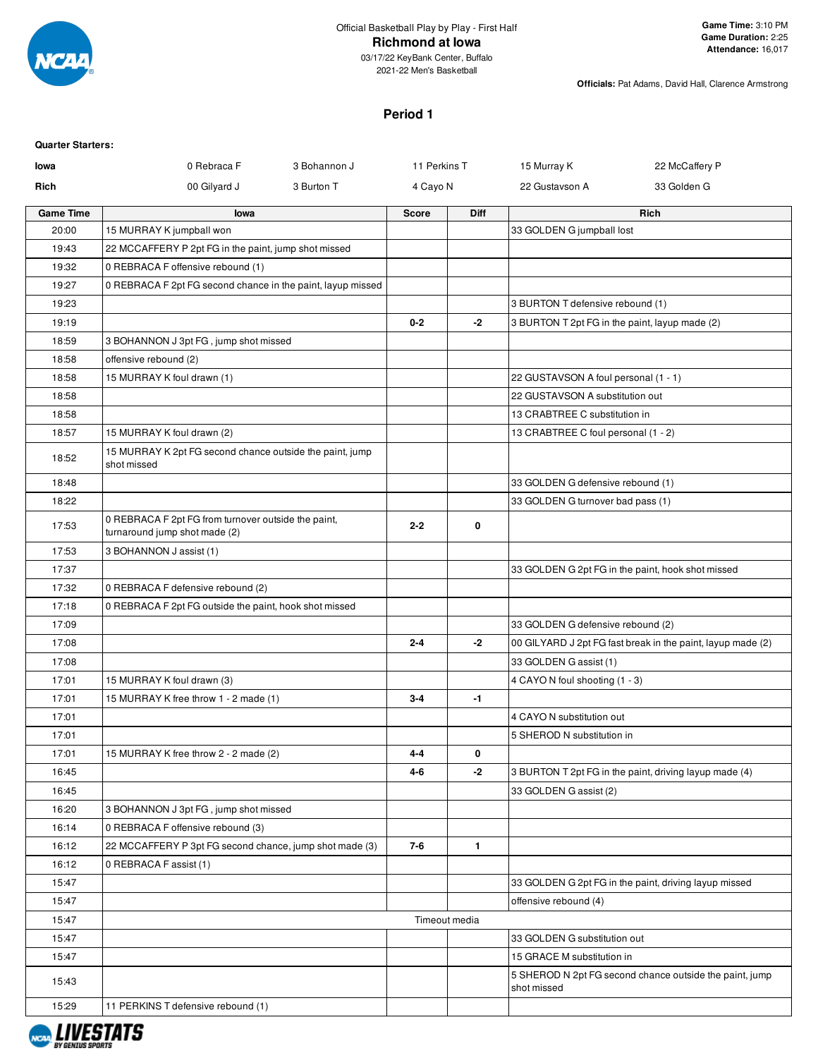Official Basketball Play by Play - First Half

# Richmond at Iowa

03/17/22 KeyBank Center, Buffalo
2021-22 Men's Basketball

**Game Time:** 3:10 PM
**Game Duration:** 2:25
**Attendance:** 16,017

**Officials:** Pat Adams, David Hall, Clarence Armstrong

## Period 1

**Quarter Starters:**

| | | | | | |
|---|---|---|---|---|---|
| **Iowa** | 0 Rebraca F | 3 Bohannon J | 11 Perkins T | 15 Murray K | 22 McCaffery P |
| **Rich** | 00 Gilyard J | 3 Burton T | 4 Cayo N | 22 Gustavson A | 33 Golden G |

| Game Time | Iowa | Score | Diff | Rich |
|---|---|---|---|---|
| 20:00 | 15 MURRAY K jumpball won | | | 33 GOLDEN G jumpball lost |
| 19:43 | 22 MCCAFFERY P 2pt FG in the paint, jump shot missed | | | |
| 19:32 | 0 REBRACA F offensive rebound (1) | | | |
| 19:27 | 0 REBRACA F 2pt FG second chance in the paint, layup missed | | | |
| 19:23 | | | | 3 BURTON T defensive rebound (1) |
| 19:19 | | 0-2 | -2 | 3 BURTON T 2pt FG in the paint, layup made (2) |
| 18:59 | 3 BOHANNON J 3pt FG , jump shot missed | | | |
| 18:58 | offensive rebound (2) | | | |
| 18:58 | 15 MURRAY K foul drawn (1) | | | 22 GUSTAVSON A foul personal (1 - 1) |
| 18:58 | | | | 22 GUSTAVSON A substitution out |
| 18:58 | | | | 13 CRABTREE C substitution in |
| 18:57 | 15 MURRAY K foul drawn (2) | | | 13 CRABTREE C foul personal (1 - 2) |
| 18:52 | 15 MURRAY K 2pt FG second chance outside the paint, jump shot missed | | | |
| 18:48 | | | | 33 GOLDEN G defensive rebound (1) |
| 18:22 | | | | 33 GOLDEN G turnover bad pass (1) |
| 17:53 | 0 REBRACA F 2pt FG from turnover outside the paint, turnaround jump shot made (2) | 2-2 | 0 | |
| 17:53 | 3 BOHANNON J assist (1) | | | |
| 17:37 | | | | 33 GOLDEN G 2pt FG in the paint, hook shot missed |
| 17:32 | 0 REBRACA F defensive rebound (2) | | | |
| 17:18 | 0 REBRACA F 2pt FG outside the paint, hook shot missed | | | |
| 17:09 | | | | 33 GOLDEN G defensive rebound (2) |
| 17:08 | | 2-4 | -2 | 00 GILYARD J 2pt FG fast break in the paint, layup made (2) |
| 17:08 | | | | 33 GOLDEN G assist (1) |
| 17:01 | 15 MURRAY K foul drawn (3) | | | 4 CAYO N foul shooting (1 - 3) |
| 17:01 | 15 MURRAY K free throw 1 - 2 made (1) | 3-4 | -1 | |
| 17:01 | | | | 4 CAYO N substitution out |
| 17:01 | | | | 5 SHEROD N substitution in |
| 17:01 | 15 MURRAY K free throw 2 - 2 made (2) | 4-4 | 0 | |
| 16:45 | | 4-6 | -2 | 3 BURTON T 2pt FG in the paint, driving layup made (4) |
| 16:45 | | | | 33 GOLDEN G assist (2) |
| 16:20 | 3 BOHANNON J 3pt FG , jump shot missed | | | |
| 16:14 | 0 REBRACA F offensive rebound (3) | | | |
| 16:12 | 22 MCCAFFERY P 3pt FG second chance, jump shot made (3) | 7-6 | 1 | |
| 16:12 | 0 REBRACA F assist (1) | | | |
| 15:47 | | | | 33 GOLDEN G 2pt FG in the paint, driving layup missed |
| 15:47 | | | | offensive rebound (4) |
| 15:47 | Timeout media | | | |
| 15:47 | | | | 33 GOLDEN G substitution out |
| 15:47 | | | | 15 GRACE M substitution in |
| 15:43 | | | | 5 SHEROD N 2pt FG second chance outside the paint, jump shot missed |
| 15:29 | 11 PERKINS T defensive rebound (1) | | | |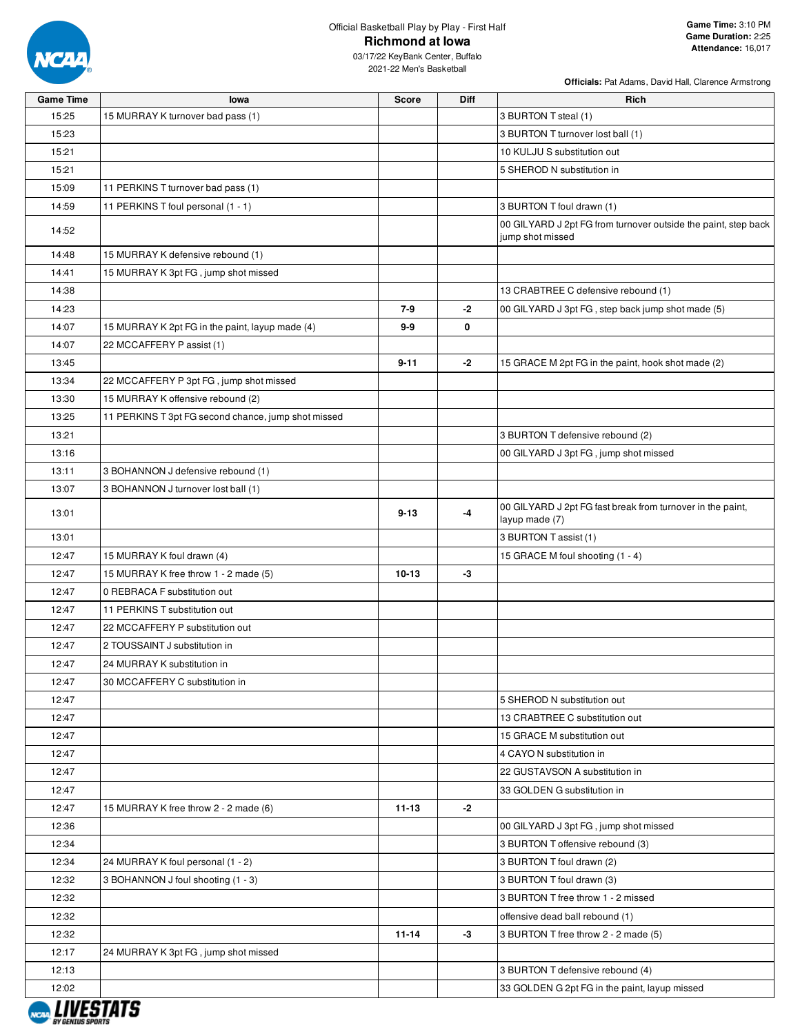Official Basketball Play by Play - First Half

# Richmond at Iowa

03/17/22 KeyBank Center, Buffalo
2021-22 Men's Basketball

**Game Time:** 3:10 PM
**Game Duration:** 2:25
**Attendance:** 16,017

**Officials:** Pat Adams, David Hall, Clarence Armstrong

| Game Time | Iowa | Score | Diff | Rich |
|---|---|---|---|---|
| 15:25 | 15 MURRAY K turnover bad pass (1) | | | 3 BURTON T steal (1) |
| 15:23 | | | | 3 BURTON T turnover lost ball (1) |
| 15:21 | | | | 10 KULJU S substitution out |
| 15:21 | | | | 5 SHEROD N substitution in |
| 15:09 | 11 PERKINS T turnover bad pass (1) | | | |
| 14:59 | 11 PERKINS T foul personal (1 - 1) | | | 3 BURTON T foul drawn (1) |
| 14:52 | | | | 00 GILYARD J 2pt FG from turnover outside the paint, step back jump shot missed |
| 14:48 | 15 MURRAY K defensive rebound (1) | | | |
| 14:41 | 15 MURRAY K 3pt FG , jump shot missed | | | |
| 14:38 | | | | 13 CRABTREE C defensive rebound (1) |
| 14:23 | | **7-9** | **-2** | 00 GILYARD J 3pt FG , step back jump shot made (5) |
| 14:07 | 15 MURRAY K 2pt FG in the paint, layup made (4) | **9-9** | **0** | |
| 14:07 | 22 MCCAFFERY P assist (1) | | | |
| 13:45 | | **9-11** | **-2** | 15 GRACE M 2pt FG in the paint, hook shot made (2) |
| 13:34 | 22 MCCAFFERY P 3pt FG , jump shot missed | | | |
| 13:30 | 15 MURRAY K offensive rebound (2) | | | |
| 13:25 | 11 PERKINS T 3pt FG second chance, jump shot missed | | | |
| 13:21 | | | | 3 BURTON T defensive rebound (2) |
| 13:16 | | | | 00 GILYARD J 3pt FG , jump shot missed |
| 13:11 | 3 BOHANNON J defensive rebound (1) | | | |
| 13:07 | 3 BOHANNON J turnover lost ball (1) | | | |
| 13:01 | | **9-13** | **-4** | 00 GILYARD J 2pt FG fast break from turnover in the paint, layup made (7) |
| 13:01 | | | | 3 BURTON T assist (1) |
| 12:47 | 15 MURRAY K foul drawn (4) | | | 15 GRACE M foul shooting (1 - 4) |
| 12:47 | 15 MURRAY K free throw 1 - 2 made (5) | **10-13** | **-3** | |
| 12:47 | 0 REBRACA F substitution out | | | |
| 12:47 | 11 PERKINS T substitution out | | | |
| 12:47 | 22 MCCAFFERY P substitution out | | | |
| 12:47 | 2 TOUSSAINT J substitution in | | | |
| 12:47 | 24 MURRAY K substitution in | | | |
| 12:47 | 30 MCCAFFERY C substitution in | | | |
| 12:47 | | | | 5 SHEROD N substitution out |
| 12:47 | | | | 13 CRABTREE C substitution out |
| 12:47 | | | | 15 GRACE M substitution out |
| 12:47 | | | | 4 CAYO N substitution in |
| 12:47 | | | | 22 GUSTAVSON A substitution in |
| 12:47 | | | | 33 GOLDEN G substitution in |
| 12:47 | 15 MURRAY K free throw 2 - 2 made (6) | **11-13** | **-2** | |
| 12:36 | | | | 00 GILYARD J 3pt FG , jump shot missed |
| 12:34 | | | | 3 BURTON T offensive rebound (3) |
| 12:34 | 24 MURRAY K foul personal (1 - 2) | | | 3 BURTON T foul drawn (2) |
| 12:32 | 3 BOHANNON J foul shooting (1 - 3) | | | 3 BURTON T foul drawn (3) |
| 12:32 | | | | 3 BURTON T free throw 1 - 2 missed |
| 12:32 | | | | offensive dead ball rebound (1) |
| 12:32 | | **11-14** | **-3** | 3 BURTON T free throw 2 - 2 made (5) |
| 12:17 | 24 MURRAY K 3pt FG , jump shot missed | | | |
| 12:13 | | | | 3 BURTON T defensive rebound (4) |
| 12:02 | | | | 33 GOLDEN G 2pt FG in the paint, layup missed |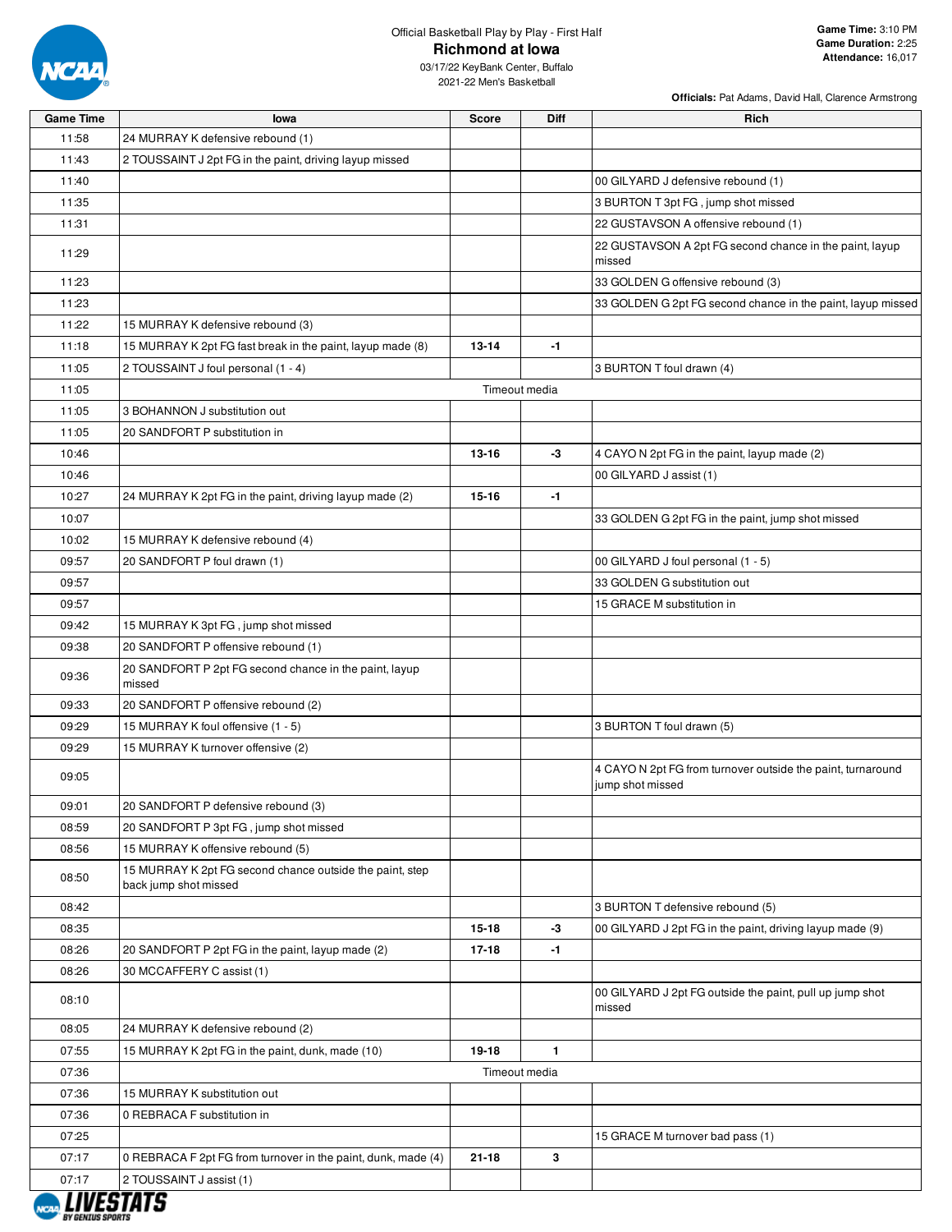Official Basketball Play by Play - First Half

# Richmond at Iowa

03/17/22 KeyBank Center, Buffalo
2021-22 Men's Basketball

**Game Time:** 3:10 PM
**Game Duration:** 2:25
**Attendance:** 16,017

**Officials:** Pat Adams, David Hall, Clarence Armstrong

| Game Time | Iowa | Score | Diff | Rich |
|---|---|---|---|---|
| 11:58 | 24 MURRAY K defensive rebound (1) | | | |
| 11:43 | 2 TOUSSAINT J 2pt FG in the paint, driving layup missed | | | |
| 11:40 | | | | 00 GILYARD J defensive rebound (1) |
| 11:35 | | | | 3 BURTON T 3pt FG , jump shot missed |
| 11:31 | | | | 22 GUSTAVSON A offensive rebound (1) |
| 11:29 | | | | 22 GUSTAVSON A 2pt FG second chance in the paint, layup missed |
| 11:23 | | | | 33 GOLDEN G offensive rebound (3) |
| 11:23 | | | | 33 GOLDEN G 2pt FG second chance in the paint, layup missed |
| 11:22 | 15 MURRAY K defensive rebound (3) | | | |
| 11:18 | 15 MURRAY K 2pt FG fast break in the paint, layup made (8) | 13-14 | -1 | |
| 11:05 | 2 TOUSSAINT J foul personal (1 - 4) | | | 3 BURTON T foul drawn (4) |
| 11:05 | | Timeout media | | |
| 11:05 | 3 BOHANNON J substitution out | | | |
| 11:05 | 20 SANDFORT P substitution in | | | |
| 10:46 | | 13-16 | -3 | 4 CAYO N 2pt FG in the paint, layup made (2) |
| 10:46 | | | | 00 GILYARD J assist (1) |
| 10:27 | 24 MURRAY K 2pt FG in the paint, driving layup made (2) | 15-16 | -1 | |
| 10:07 | | | | 33 GOLDEN G 2pt FG in the paint, jump shot missed |
| 10:02 | 15 MURRAY K defensive rebound (4) | | | |
| 09:57 | 20 SANDFORT P foul drawn (1) | | | 00 GILYARD J foul personal (1 - 5) |
| 09:57 | | | | 33 GOLDEN G substitution out |
| 09:57 | | | | 15 GRACE M substitution in |
| 09:42 | 15 MURRAY K 3pt FG , jump shot missed | | | |
| 09:38 | 20 SANDFORT P offensive rebound (1) | | | |
| 09:36 | 20 SANDFORT P 2pt FG second chance in the paint, layup missed | | | |
| 09:33 | 20 SANDFORT P offensive rebound (2) | | | |
| 09:29 | 15 MURRAY K foul offensive (1 - 5) | | | 3 BURTON T foul drawn (5) |
| 09:29 | 15 MURRAY K turnover offensive (2) | | | |
| 09:05 | | | | 4 CAYO N 2pt FG from turnover outside the paint, turnaround jump shot missed |
| 09:01 | 20 SANDFORT P defensive rebound (3) | | | |
| 08:59 | 20 SANDFORT P 3pt FG , jump shot missed | | | |
| 08:56 | 15 MURRAY K offensive rebound (5) | | | |
| 08:50 | 15 MURRAY K 2pt FG second chance outside the paint, step back jump shot missed | | | |
| 08:42 | | | | 3 BURTON T defensive rebound (5) |
| 08:35 | | 15-18 | -3 | 00 GILYARD J 2pt FG in the paint, driving layup made (9) |
| 08:26 | 20 SANDFORT P 2pt FG in the paint, layup made (2) | 17-18 | -1 | |
| 08:26 | 30 MCCAFFERY C assist (1) | | | |
| 08:10 | | | | 00 GILYARD J 2pt FG outside the paint, pull up jump shot missed |
| 08:05 | 24 MURRAY K defensive rebound (2) | | | |
| 07:55 | 15 MURRAY K 2pt FG in the paint, dunk, made (10) | 19-18 | 1 | |
| 07:36 | | Timeout media | | |
| 07:36 | 15 MURRAY K substitution out | | | |
| 07:36 | 0 REBRACA F substitution in | | | |
| 07:25 | | | | 15 GRACE M turnover bad pass (1) |
| 07:17 | 0 REBRACA F 2pt FG from turnover in the paint, dunk, made (4) | 21-18 | 3 | |
| 07:17 | 2 TOUSSAINT J assist (1) | | | |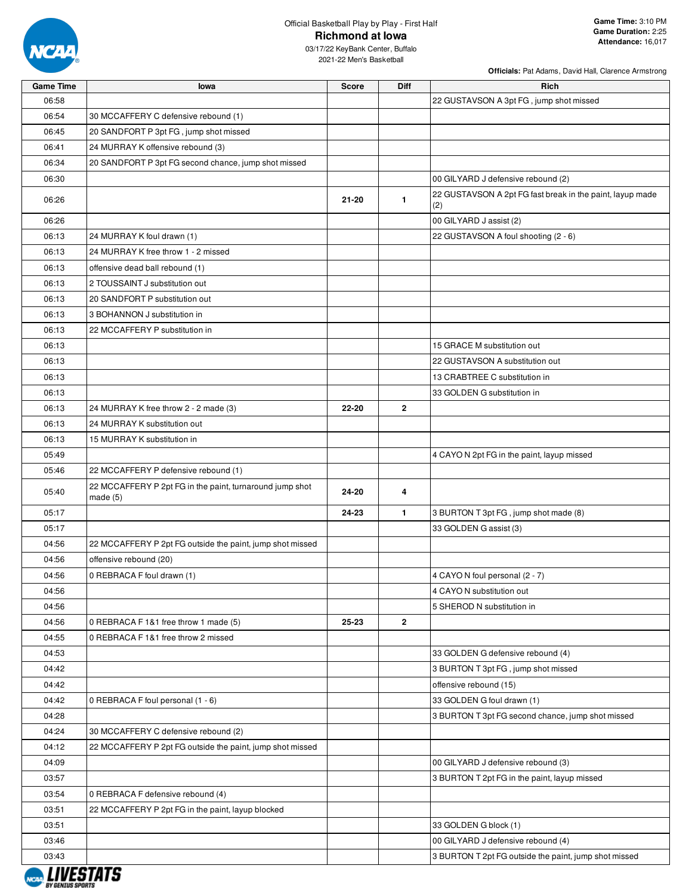Official Basketball Play by Play - First Half

**Richmond at Iowa**

03/17/22 KeyBank Center, Buffalo

2021-22 Men's Basketball

**Game Time:** 3:10 PM
**Game Duration:** 2:25
**Attendance:** 16,017

**Officials:** Pat Adams, David Hall, Clarence Armstrong

| Game Time | Iowa | Score | Diff | Rich |
|---|---|---|---|---|
| 06:58 | | | | 22 GUSTAVSON A 3pt FG , jump shot missed |
| 06:54 | 30 MCCAFFERY C defensive rebound (1) | | | |
| 06:45 | 20 SANDFORT P 3pt FG , jump shot missed | | | |
| 06:41 | 24 MURRAY K offensive rebound (3) | | | |
| 06:34 | 20 SANDFORT P 3pt FG second chance, jump shot missed | | | |
| 06:30 | | | | 00 GILYARD J defensive rebound (2) |
| 06:26 | | 21-20 | 1 | 22 GUSTAVSON A 2pt FG fast break in the paint, layup made (2) |
| 06:26 | | | | 00 GILYARD J assist (2) |
| 06:13 | 24 MURRAY K foul drawn (1) | | | 22 GUSTAVSON A foul shooting (2 - 6) |
| 06:13 | 24 MURRAY K free throw 1 - 2 missed | | | |
| 06:13 | offensive dead ball rebound (1) | | | |
| 06:13 | 2 TOUSSAINT J substitution out | | | |
| 06:13 | 20 SANDFORT P substitution out | | | |
| 06:13 | 3 BOHANNON J substitution in | | | |
| 06:13 | 22 MCCAFFERY P substitution in | | | |
| 06:13 | | | | 15 GRACE M substitution out |
| 06:13 | | | | 22 GUSTAVSON A substitution out |
| 06:13 | | | | 13 CRABTREE C substitution in |
| 06:13 | | | | 33 GOLDEN G substitution in |
| 06:13 | 24 MURRAY K free throw 2 - 2 made (3) | 22-20 | 2 | |
| 06:13 | 24 MURRAY K substitution out | | | |
| 06:13 | 15 MURRAY K substitution in | | | |
| 05:49 | | | | 4 CAYO N 2pt FG in the paint, layup missed |
| 05:46 | 22 MCCAFFERY P defensive rebound (1) | | | |
| 05:40 | 22 MCCAFFERY P 2pt FG in the paint, turnaround jump shot made (5) | 24-20 | 4 | |
| 05:17 | | 24-23 | 1 | 3 BURTON T 3pt FG , jump shot made (8) |
| 05:17 | | | | 33 GOLDEN G assist (3) |
| 04:56 | 22 MCCAFFERY P 2pt FG outside the paint, jump shot missed | | | |
| 04:56 | offensive rebound (20) | | | |
| 04:56 | 0 REBRACA F foul drawn (1) | | | 4 CAYO N foul personal (2 - 7) |
| 04:56 | | | | 4 CAYO N substitution out |
| 04:56 | | | | 5 SHEROD N substitution in |
| 04:56 | 0 REBRACA F 1&1 free throw 1 made (5) | 25-23 | 2 | |
| 04:55 | 0 REBRACA F 1&1 free throw 2 missed | | | |
| 04:53 | | | | 33 GOLDEN G defensive rebound (4) |
| 04:42 | | | | 3 BURTON T 3pt FG , jump shot missed |
| 04:42 | | | | offensive rebound (15) |
| 04:42 | 0 REBRACA F foul personal (1 - 6) | | | 33 GOLDEN G foul drawn (1) |
| 04:28 | | | | 3 BURTON T 3pt FG second chance, jump shot missed |
| 04:24 | 30 MCCAFFERY C defensive rebound (2) | | | |
| 04:12 | 22 MCCAFFERY P 2pt FG outside the paint, jump shot missed | | | |
| 04:09 | | | | 00 GILYARD J defensive rebound (3) |
| 03:57 | | | | 3 BURTON T 2pt FG in the paint, layup missed |
| 03:54 | 0 REBRACA F defensive rebound (4) | | | |
| 03:51 | 22 MCCAFFERY P 2pt FG in the paint, layup blocked | | | |
| 03:51 | | | | 33 GOLDEN G block (1) |
| 03:46 | | | | 00 GILYARD J defensive rebound (4) |
| 03:43 | | | | 3 BURTON T 2pt FG outside the paint, jump shot missed |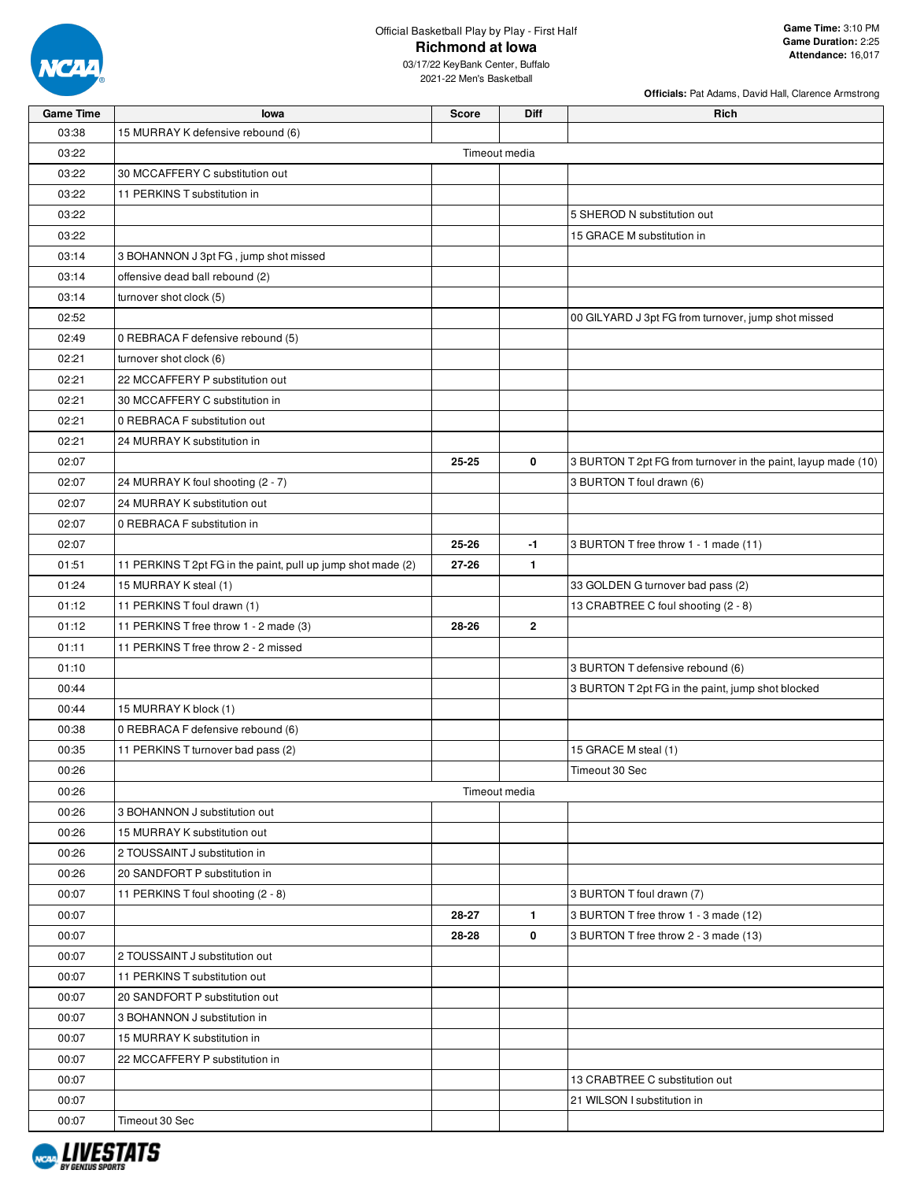Official Basketball Play by Play - First Half

# Richmond at Iowa

03/17/22 KeyBank Center, Buffalo
2021-22 Men's Basketball

**Game Time:** 3:10 PM
**Game Duration:** 2:25
**Attendance:** 16,017

**Officials:** Pat Adams, David Hall, Clarence Armstrong

| Game Time | Iowa | Score | Diff | Rich |
|---|---|---|---|---|
| 03:38 | 15 MURRAY K defensive rebound (6) | | | |
| 03:22 | | Timeout media | | |
| 03:22 | 30 MCCAFFERY C substitution out | | | |
| 03:22 | 11 PERKINS T substitution in | | | |
| 03:22 | | | | 5 SHEROD N substitution out |
| 03:22 | | | | 15 GRACE M substitution in |
| 03:14 | 3 BOHANNON J 3pt FG , jump shot missed | | | |
| 03:14 | offensive dead ball rebound (2) | | | |
| 03:14 | turnover shot clock (5) | | | |
| 02:52 | | | | 00 GILYARD J 3pt FG from turnover, jump shot missed |
| 02:49 | 0 REBRACA F defensive rebound (5) | | | |
| 02:21 | turnover shot clock (6) | | | |
| 02:21 | 22 MCCAFFERY P substitution out | | | |
| 02:21 | 30 MCCAFFERY C substitution in | | | |
| 02:21 | 0 REBRACA F substitution out | | | |
| 02:21 | 24 MURRAY K substitution in | | | |
| 02:07 | | 25-25 | 0 | 3 BURTON T 2pt FG from turnover in the paint, layup made (10) |
| 02:07 | 24 MURRAY K foul shooting (2 - 7) | | | 3 BURTON T foul drawn (6) |
| 02:07 | 24 MURRAY K substitution out | | | |
| 02:07 | 0 REBRACA F substitution in | | | |
| 02:07 | | 25-26 | -1 | 3 BURTON T free throw 1 - 1 made (11) |
| 01:51 | 11 PERKINS T 2pt FG in the paint, pull up jump shot made (2) | 27-26 | 1 | |
| 01:24 | 15 MURRAY K steal (1) | | | 33 GOLDEN G turnover bad pass (2) |
| 01:12 | 11 PERKINS T foul drawn (1) | | | 13 CRABTREE C foul shooting (2 - 8) |
| 01:12 | 11 PERKINS T free throw 1 - 2 made (3) | 28-26 | 2 | |
| 01:11 | 11 PERKINS T free throw 2 - 2 missed | | | |
| 01:10 | | | | 3 BURTON T defensive rebound (6) |
| 00:44 | | | | 3 BURTON T 2pt FG in the paint, jump shot blocked |
| 00:44 | 15 MURRAY K block (1) | | | |
| 00:38 | 0 REBRACA F defensive rebound (6) | | | |
| 00:35 | 11 PERKINS T turnover bad pass (2) | | | 15 GRACE M steal (1) |
| 00:26 | | | | Timeout 30 Sec |
| 00:26 | | Timeout media | | |
| 00:26 | 3 BOHANNON J substitution out | | | |
| 00:26 | 15 MURRAY K substitution out | | | |
| 00:26 | 2 TOUSSAINT J substitution in | | | |
| 00:26 | 20 SANDFORT P substitution in | | | |
| 00:07 | 11 PERKINS T foul shooting (2 - 8) | | | 3 BURTON T foul drawn (7) |
| 00:07 | | 28-27 | 1 | 3 BURTON T free throw 1 - 3 made (12) |
| 00:07 | | 28-28 | 0 | 3 BURTON T free throw 2 - 3 made (13) |
| 00:07 | 2 TOUSSAINT J substitution out | | | |
| 00:07 | 11 PERKINS T substitution out | | | |
| 00:07 | 20 SANDFORT P substitution out | | | |
| 00:07 | 3 BOHANNON J substitution in | | | |
| 00:07 | 15 MURRAY K substitution in | | | |
| 00:07 | 22 MCCAFFERY P substitution in | | | |
| 00:07 | | | | 13 CRABTREE C substitution out |
| 00:07 | | | | 21 WILSON I substitution in |
| 00:07 | Timeout 30 Sec | | | |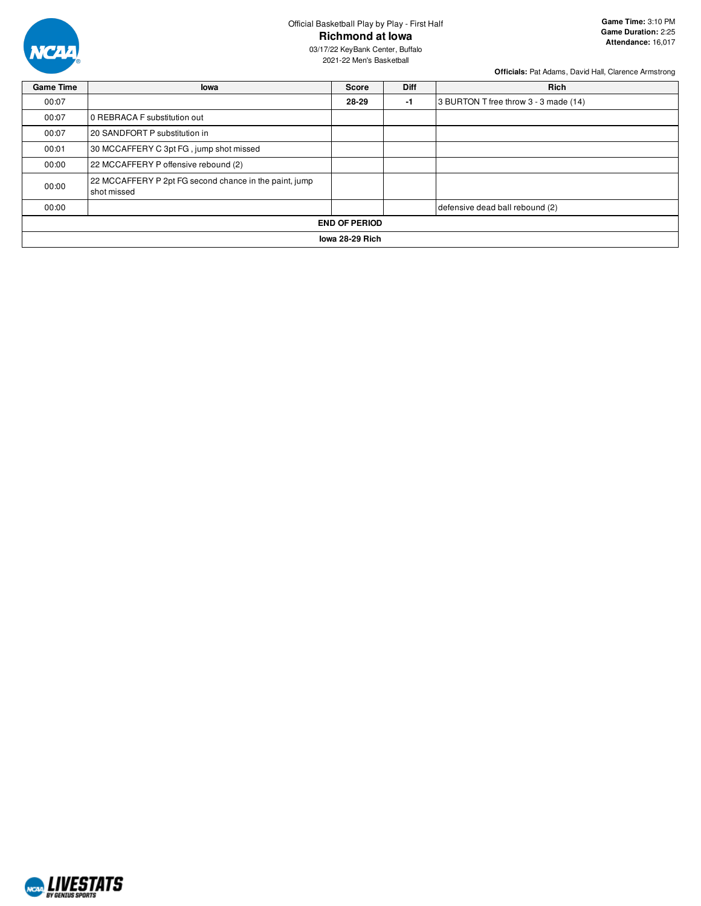Official Basketball Play by Play - First Half

## Richmond at Iowa

03/17/22 KeyBank Center, Buffalo

2021-22 Men's Basketball

**Game Time:** 3:10 PM
**Game Duration:** 2:25
**Attendance:** 16,017

**Officials:** Pat Adams, David Hall, Clarence Armstrong

| Game Time | Iowa | Score | Diff | Rich |
|---|---|---|---|---|
| 00:07 | | **28-29** | **-1** | 3 BURTON T free throw 3 - 3 made (14) |
| 00:07 | 0 REBRACA F substitution out | | | |
| 00:07 | 20 SANDFORT P substitution in | | | |
| 00:01 | 30 MCCAFFERY C 3pt FG , jump shot missed | | | |
| 00:00 | 22 MCCAFFERY P offensive rebound (2) | | | |
| 00:00 | 22 MCCAFFERY P 2pt FG second chance in the paint, jump shot missed | | | |
| 00:00 | | | | defensive dead ball rebound (2) |
| **END OF PERIOD** | | | | |
| **Iowa 28-29 Rich** | | | | |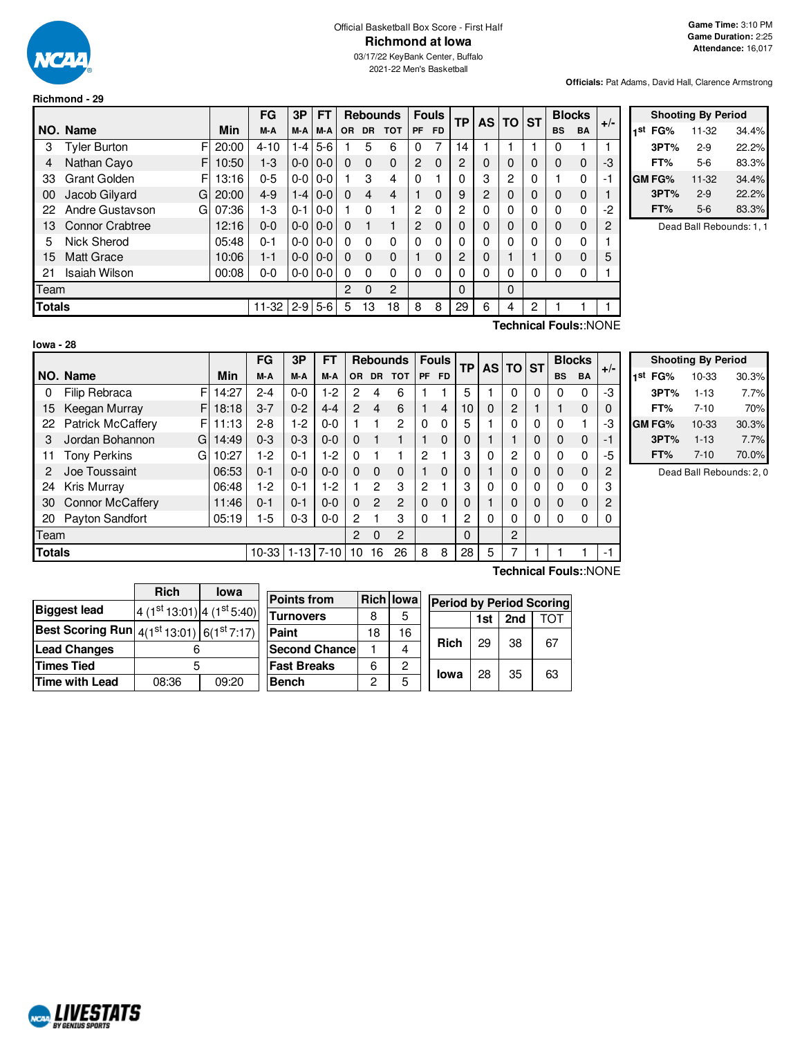Official Basketball Box Score - First Half

# Richmond at Iowa

03/17/22 KeyBank Center, Buffalo

2021-22 Men's Basketball

**Game Time:** 3:10 PM
**Game Duration:** 2:25
**Attendance:** 16,017

**Officials:** Pat Adams, David Hall, Clarence Armstrong

**Richmond - 29**

| NO. | Name | | Min | FG M-A | 3P M-A | FT M-A | Rebounds OR | DR | TOT | Fouls PF | FD | TP | AS | TO | ST | Blocks BS | BA | +/- |
|---|---|---|---|---|---|---|---|---|---|---|---|---|---|---|---|---|---|---|
| 3 | Tyler Burton | F | 20:00 | 4-10 | 1-4 | 5-6 | 1 | 5 | 6 | 0 | 7 | 14 | 1 | 1 | 1 | 0 | 1 | 1 |
| 4 | Nathan Cayo | F | 10:50 | 1-3 | 0-0 | 0-0 | 0 | 0 | 0 | 2 | 0 | 2 | 0 | 0 | 0 | 0 | 0 | -3 |
| 33 | Grant Golden | F | 13:16 | 0-5 | 0-0 | 0-0 | 1 | 3 | 4 | 0 | 1 | 0 | 3 | 2 | 0 | 1 | 0 | -1 |
| 00 | Jacob Gilyard | G | 20:00 | 4-9 | 1-4 | 0-0 | 0 | 4 | 4 | 1 | 0 | 9 | 2 | 0 | 0 | 0 | 0 | 1 |
| 22 | Andre Gustavson | G | 07:36 | 1-3 | 0-1 | 0-0 | 1 | 0 | 1 | 2 | 0 | 2 | 0 | 0 | 0 | 0 | 0 | -2 |
| 13 | Connor Crabtree | | 12:16 | 0-0 | 0-0 | 0-0 | 0 | 1 | 1 | 2 | 0 | 0 | 0 | 0 | 0 | 0 | 0 | 2 |
| 5 | Nick Sherod | | 05:48 | 0-1 | 0-0 | 0-0 | 0 | 0 | 0 | 0 | 0 | 0 | 0 | 0 | 0 | 0 | 0 | 1 |
| 15 | Matt Grace | | 10:06 | 1-1 | 0-0 | 0-0 | 0 | 0 | 0 | 1 | 0 | 2 | 0 | 1 | 1 | 0 | 0 | 5 |
| 21 | Isaiah Wilson | | 00:08 | 0-0 | 0-0 | 0-0 | 0 | 0 | 0 | 0 | 0 | 0 | 0 | 0 | 0 | 0 | 0 | 1 |
| | Team | | | | | | 2 | 0 | 2 | | | 0 | | 0 | | | | |
| | **Totals** | | | 11-32 | 2-9 | 5-6 | 5 | 13 | 18 | 8 | 8 | 29 | 6 | 4 | 2 | 1 | 1 | 1 |

**Technical Fouls:**:NONE

| Shooting By Period | | |
|---|---|---|
| 1st FG% | 11-32 | 34.4% |
| 3PT% | 2-9 | 22.2% |
| FT% | 5-6 | 83.3% |
| GM FG% | 11-32 | 34.4% |
| 3PT% | 2-9 | 22.2% |
| FT% | 5-6 | 83.3% |

Dead Ball Rebounds: 1, 1

**Iowa - 28**

| NO. | Name | | Min | FG M-A | 3P M-A | FT M-A | Rebounds OR | DR | TOT | Fouls PF | FD | TP | AS | TO | ST | Blocks BS | BA | +/- |
|---|---|---|---|---|---|---|---|---|---|---|---|---|---|---|---|---|---|---|
| 0 | Filip Rebraca | F | 14:27 | 2-4 | 0-0 | 1-2 | 2 | 4 | 6 | 1 | 1 | 5 | 1 | 0 | 0 | 0 | 0 | -3 |
| 15 | Keegan Murray | F | 18:18 | 3-7 | 0-2 | 4-4 | 2 | 4 | 6 | 1 | 4 | 10 | 0 | 2 | 1 | 1 | 0 | 0 |
| 22 | Patrick McCaffery | F | 11:13 | 2-8 | 1-2 | 0-0 | 1 | 1 | 2 | 0 | 0 | 5 | 1 | 0 | 0 | 0 | 1 | -3 |
| 3 | Jordan Bohannon | G | 14:49 | 0-3 | 0-3 | 0-0 | 0 | 1 | 1 | 1 | 0 | 0 | 1 | 1 | 0 | 0 | 0 | -1 |
| 11 | Tony Perkins | G | 10:27 | 1-2 | 0-1 | 1-2 | 0 | 1 | 1 | 2 | 1 | 3 | 0 | 2 | 0 | 0 | 0 | -5 |
| 2 | Joe Toussaint | | 06:53 | 0-1 | 0-0 | 0-0 | 0 | 0 | 0 | 1 | 0 | 0 | 1 | 0 | 0 | 0 | 0 | 2 |
| 24 | Kris Murray | | 06:48 | 1-2 | 0-1 | 1-2 | 1 | 2 | 3 | 2 | 1 | 3 | 0 | 0 | 0 | 0 | 0 | 3 |
| 30 | Connor McCaffery | | 11:46 | 0-1 | 0-1 | 0-0 | 0 | 2 | 2 | 0 | 0 | 0 | 1 | 0 | 0 | 0 | 0 | 2 |
| 20 | Payton Sandfort | | 05:19 | 1-5 | 0-3 | 0-0 | 2 | 1 | 3 | 0 | 1 | 2 | 0 | 0 | 0 | 0 | 0 | 0 |
| | Team | | | | | | 2 | 0 | 2 | | | 0 | | 2 | | | | |
| | **Totals** | | | 10-33 | 1-13 | 7-10 | 10 | 16 | 26 | 8 | 8 | 28 | 5 | 7 | 1 | 1 | 1 | -1 |

**Technical Fouls:**:NONE

| Shooting By Period | | |
|---|---|---|
| 1st FG% | 10-33 | 30.3% |
| 3PT% | 1-13 | 7.7% |
| FT% | 7-10 | 70% |
| GM FG% | 10-33 | 30.3% |
| 3PT% | 1-13 | 7.7% |
| FT% | 7-10 | 70.0% |

Dead Ball Rebounds: 2, 0

| | Rich | Iowa |
|---|---|---|
| Biggest lead | 4 (1st 13:01) | 4 (1st 5:40) |
| Best Scoring Run | 4(1st 13:01) | 6(1st 7:17) |
| Lead Changes | 6 | |
| Times Tied | 5 | |
| Time with Lead | 08:36 | 09:20 |

| Points from | Rich | Iowa |
|---|---|---|
| Turnovers | 8 | 5 |
| Paint | 18 | 16 |
| Second Chance | 1 | 4 |
| Fast Breaks | 6 | 2 |
| Bench | 2 | 5 |

| Period by Period Scoring | 1st | 2nd | TOT |
|---|---|---|---|
| Rich | 29 | 38 | 67 |
| Iowa | 28 | 35 | 63 |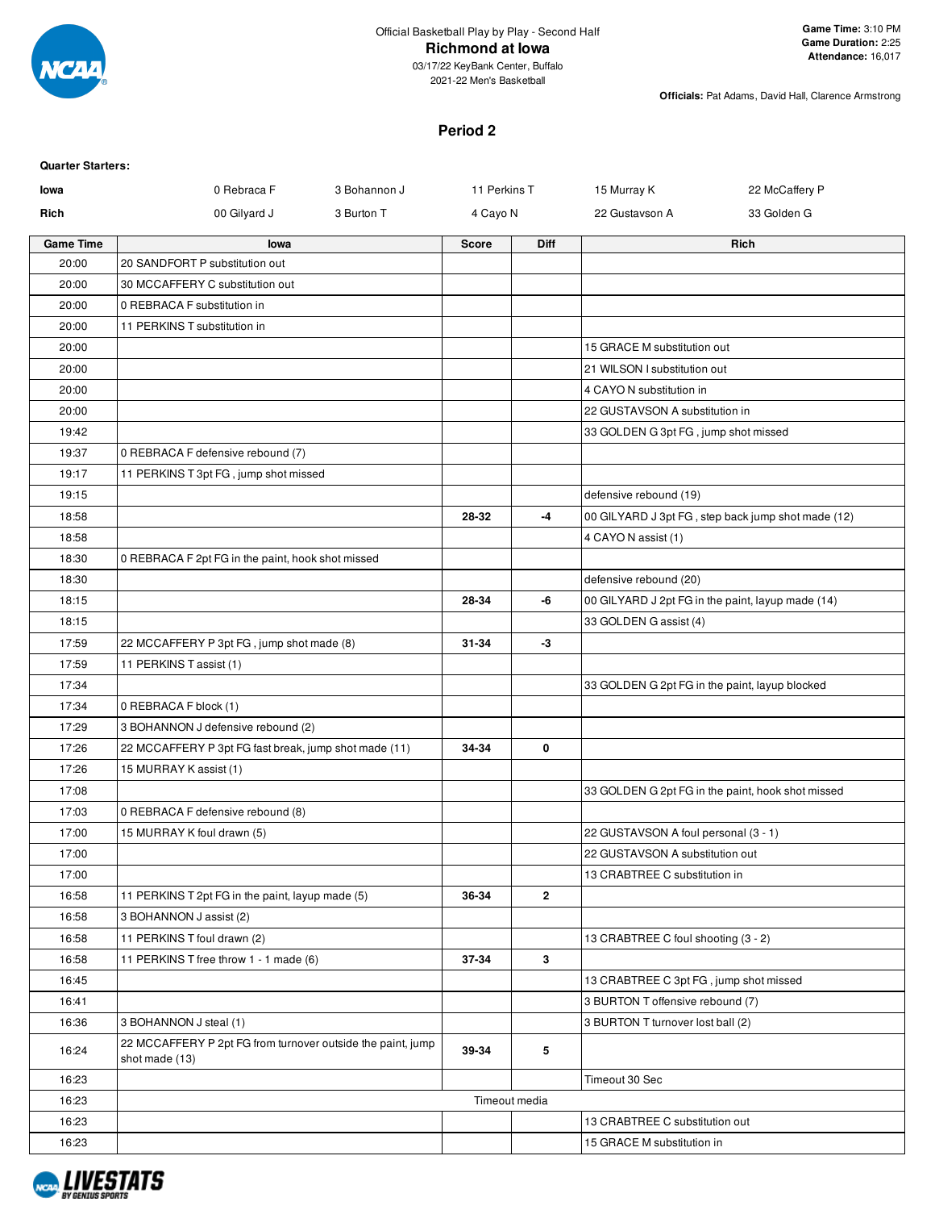Official Basketball Play by Play - Second Half

# Richmond at Iowa

03/17/22 KeyBank Center, Buffalo
2021-22 Men's Basketball

**Game Time:** 3:10 PM
**Game Duration:** 2:25
**Attendance:** 16,017

**Officials:** Pat Adams, David Hall, Clarence Armstrong

## Period 2

**Quarter Starters:**

| | | | | | |
|---|---|---|---|---|---|
| **Iowa** | 0 Rebraca F | 3 Bohannon J | 11 Perkins T | 15 Murray K | 22 McCaffery P |
| **Rich** | 00 Gilyard J | 3 Burton T | 4 Cayo N | 22 Gustavson A | 33 Golden G |

| Game Time | Iowa | Score | Diff | Rich |
|---|---|---|---|---|
| 20:00 | 20 SANDFORT P substitution out | | | |
| 20:00 | 30 MCCAFFERY C substitution out | | | |
| 20:00 | 0 REBRACA F substitution in | | | |
| 20:00 | 11 PERKINS T substitution in | | | |
| 20:00 | | | | 15 GRACE M substitution out |
| 20:00 | | | | 21 WILSON I substitution out |
| 20:00 | | | | 4 CAYO N substitution in |
| 20:00 | | | | 22 GUSTAVSON A substitution in |
| 19:42 | | | | 33 GOLDEN G 3pt FG , jump shot missed |
| 19:37 | 0 REBRACA F defensive rebound (7) | | | |
| 19:17 | 11 PERKINS T 3pt FG , jump shot missed | | | |
| 19:15 | | | | defensive rebound (19) |
| 18:58 | | 28-32 | -4 | 00 GILYARD J 3pt FG , step back jump shot made (12) |
| 18:58 | | | | 4 CAYO N assist (1) |
| 18:30 | 0 REBRACA F 2pt FG in the paint, hook shot missed | | | |
| 18:30 | | | | defensive rebound (20) |
| 18:15 | | 28-34 | -6 | 00 GILYARD J 2pt FG in the paint, layup made (14) |
| 18:15 | | | | 33 GOLDEN G assist (4) |
| 17:59 | 22 MCCAFFERY P 3pt FG , jump shot made (8) | 31-34 | -3 | |
| 17:59 | 11 PERKINS T assist (1) | | | |
| 17:34 | | | | 33 GOLDEN G 2pt FG in the paint, layup blocked |
| 17:34 | 0 REBRACA F block (1) | | | |
| 17:29 | 3 BOHANNON J defensive rebound (2) | | | |
| 17:26 | 22 MCCAFFERY P 3pt FG fast break, jump shot made (11) | 34-34 | 0 | |
| 17:26 | 15 MURRAY K assist (1) | | | |
| 17:08 | | | | 33 GOLDEN G 2pt FG in the paint, hook shot missed |
| 17:03 | 0 REBRACA F defensive rebound (8) | | | |
| 17:00 | 15 MURRAY K foul drawn (5) | | | 22 GUSTAVSON A foul personal (3 - 1) |
| 17:00 | | | | 22 GUSTAVSON A substitution out |
| 17:00 | | | | 13 CRABTREE C substitution in |
| 16:58 | 11 PERKINS T 2pt FG in the paint, layup made (5) | 36-34 | 2 | |
| 16:58 | 3 BOHANNON J assist (2) | | | |
| 16:58 | 11 PERKINS T foul drawn (2) | | | 13 CRABTREE C foul shooting (3 - 2) |
| 16:58 | 11 PERKINS T free throw 1 - 1 made (6) | 37-34 | 3 | |
| 16:45 | | | | 13 CRABTREE C 3pt FG , jump shot missed |
| 16:41 | | | | 3 BURTON T offensive rebound (7) |
| 16:36 | 3 BOHANNON J steal (1) | | | 3 BURTON T turnover lost ball (2) |
| 16:24 | 22 MCCAFFERY P 2pt FG from turnover outside the paint, jump shot made (13) | 39-34 | 5 | |
| 16:23 | | | | Timeout 30 Sec |
| 16:23 | Timeout media | | | |
| 16:23 | | | | 13 CRABTREE C substitution out |
| 16:23 | | | | 15 GRACE M substitution in |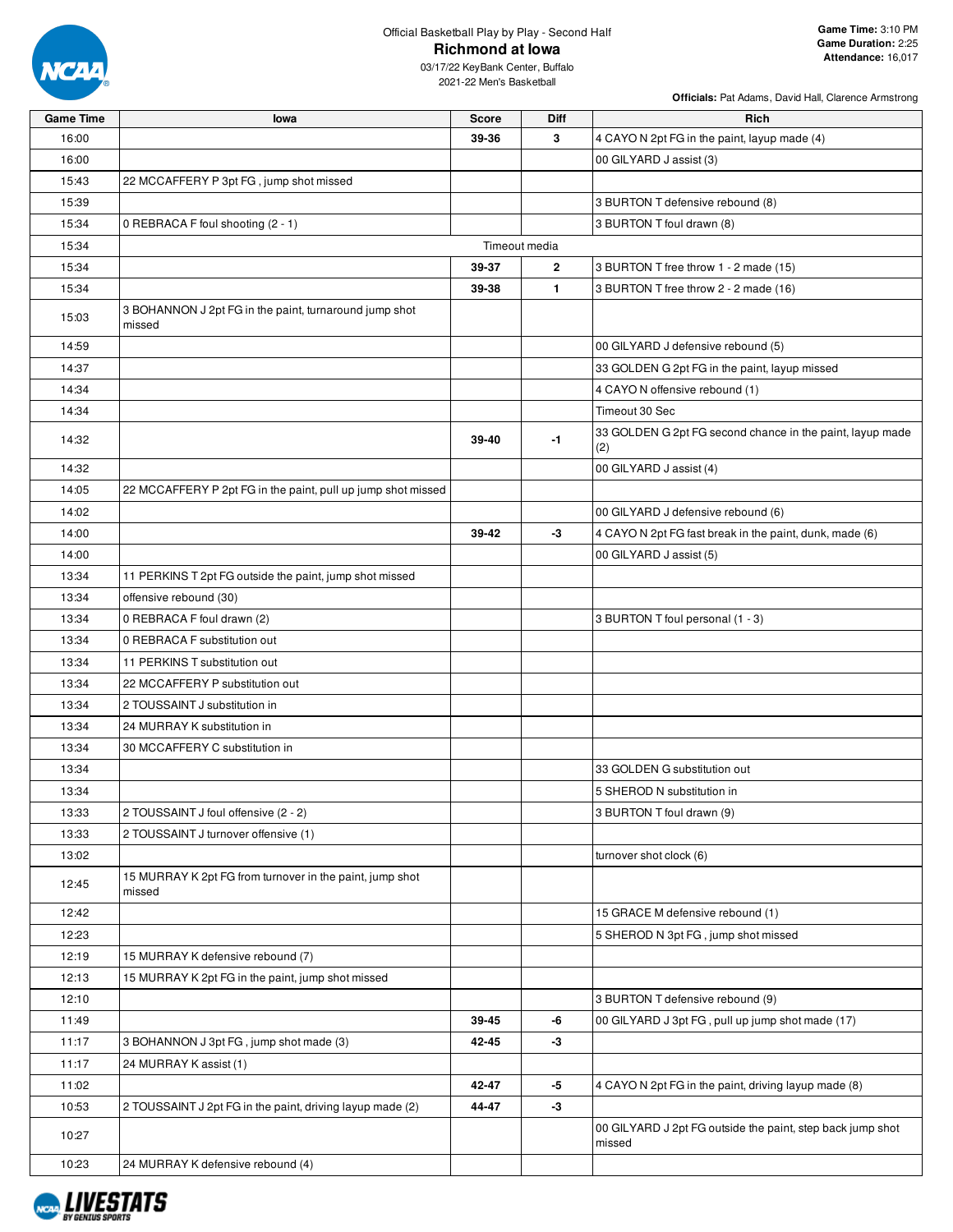Official Basketball Play by Play - Second Half

# Richmond at Iowa

03/17/22 KeyBank Center, Buffalo
2021-22 Men's Basketball

**Game Time:** 3:10 PM
**Game Duration:** 2:25
**Attendance:** 16,017

**Officials:** Pat Adams, David Hall, Clarence Armstrong

| Game Time | Iowa | Score | Diff | Rich |
|---|---|---|---|---|
| 16:00 | | 39-36 | 3 | 4 CAYO N 2pt FG in the paint, layup made (4) |
| 16:00 | | | | 00 GILYARD J assist (3) |
| 15:43 | 22 MCCAFFERY P 3pt FG , jump shot missed | | | |
| 15:39 | | | | 3 BURTON T defensive rebound (8) |
| 15:34 | 0 REBRACA F foul shooting (2 - 1) | | | 3 BURTON T foul drawn (8) |
| 15:34 | Timeout media | | | |
| 15:34 | | 39-37 | 2 | 3 BURTON T free throw 1 - 2 made (15) |
| 15:34 | | 39-38 | 1 | 3 BURTON T free throw 2 - 2 made (16) |
| 15:03 | 3 BOHANNON J 2pt FG in the paint, turnaround jump shot missed | | | |
| 14:59 | | | | 00 GILYARD J defensive rebound (5) |
| 14:37 | | | | 33 GOLDEN G 2pt FG in the paint, layup missed |
| 14:34 | | | | 4 CAYO N offensive rebound (1) |
| 14:34 | | | | Timeout 30 Sec |
| 14:32 | | 39-40 | -1 | 33 GOLDEN G 2pt FG second chance in the paint, layup made (2) |
| 14:32 | | | | 00 GILYARD J assist (4) |
| 14:05 | 22 MCCAFFERY P 2pt FG in the paint, pull up jump shot missed | | | |
| 14:02 | | | | 00 GILYARD J defensive rebound (6) |
| 14:00 | | 39-42 | -3 | 4 CAYO N 2pt FG fast break in the paint, dunk, made (6) |
| 14:00 | | | | 00 GILYARD J assist (5) |
| 13:34 | 11 PERKINS T 2pt FG outside the paint, jump shot missed | | | |
| 13:34 | offensive rebound (30) | | | |
| 13:34 | 0 REBRACA F foul drawn (2) | | | 3 BURTON T foul personal (1 - 3) |
| 13:34 | 0 REBRACA F substitution out | | | |
| 13:34 | 11 PERKINS T substitution out | | | |
| 13:34 | 22 MCCAFFERY P substitution out | | | |
| 13:34 | 2 TOUSSAINT J substitution in | | | |
| 13:34 | 24 MURRAY K substitution in | | | |
| 13:34 | 30 MCCAFFERY C substitution in | | | |
| 13:34 | | | | 33 GOLDEN G substitution out |
| 13:34 | | | | 5 SHEROD N substitution in |
| 13:33 | 2 TOUSSAINT J foul offensive (2 - 2) | | | 3 BURTON T foul drawn (9) |
| 13:33 | 2 TOUSSAINT J turnover offensive (1) | | | |
| 13:02 | | | | turnover shot clock (6) |
| 12:45 | 15 MURRAY K 2pt FG from turnover in the paint, jump shot missed | | | |
| 12:42 | | | | 15 GRACE M defensive rebound (1) |
| 12:23 | | | | 5 SHEROD N 3pt FG , jump shot missed |
| 12:19 | 15 MURRAY K defensive rebound (7) | | | |
| 12:13 | 15 MURRAY K 2pt FG in the paint, jump shot missed | | | |
| 12:10 | | | | 3 BURTON T defensive rebound (9) |
| 11:49 | | 39-45 | -6 | 00 GILYARD J 3pt FG , pull up jump shot made (17) |
| 11:17 | 3 BOHANNON J 3pt FG , jump shot made (3) | 42-45 | -3 | |
| 11:17 | 24 MURRAY K assist (1) | | | |
| 11:02 | | 42-47 | -5 | 4 CAYO N 2pt FG in the paint, driving layup made (8) |
| 10:53 | 2 TOUSSAINT J 2pt FG in the paint, driving layup made (2) | 44-47 | -3 | |
| 10:27 | | | | 00 GILYARD J 2pt FG outside the paint, step back jump shot missed |
| 10:23 | 24 MURRAY K defensive rebound (4) | | | |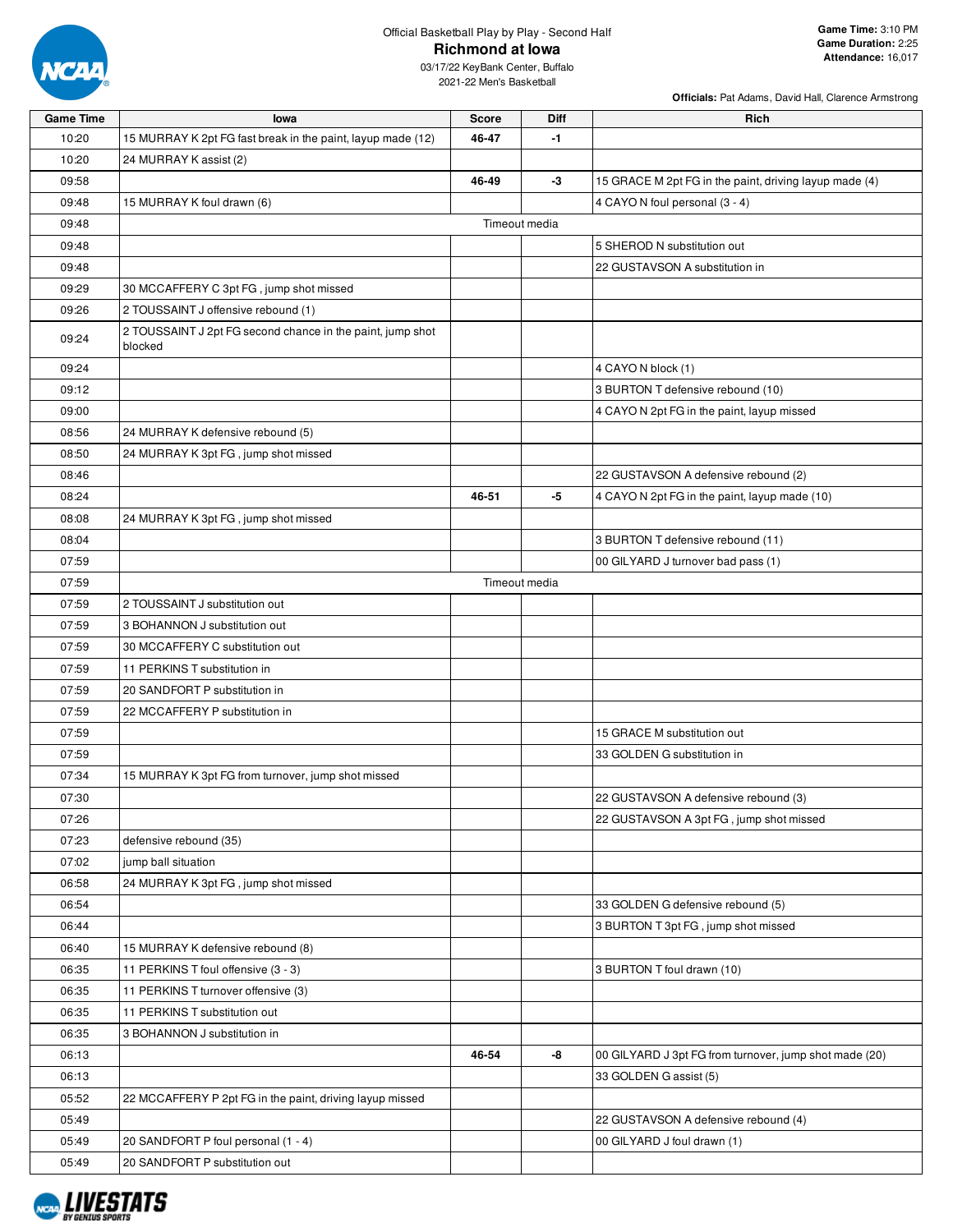Official Basketball Play by Play - Second Half

# Richmond at Iowa

03/17/22 KeyBank Center, Buffalo
2021-22 Men's Basketball

**Game Time:** 3:10 PM
**Game Duration:** 2:25
**Attendance:** 16,017

**Officials:** Pat Adams, David Hall, Clarence Armstrong

| Game Time | Iowa | Score | Diff | Rich |
|---|---|---|---|---|
| 10:20 | 15 MURRAY K 2pt FG fast break in the paint, layup made (12) | 46-47 | -1 | |
| 10:20 | 24 MURRAY K assist (2) | | | |
| 09:58 | | 46-49 | -3 | 15 GRACE M 2pt FG in the paint, driving layup made (4) |
| 09:48 | 15 MURRAY K foul drawn (6) | | | 4 CAYO N foul personal (3 - 4) |
| 09:48 | Timeout media | | | |
| 09:48 | | | | 5 SHEROD N substitution out |
| 09:48 | | | | 22 GUSTAVSON A substitution in |
| 09:29 | 30 MCCAFFERY C 3pt FG , jump shot missed | | | |
| 09:26 | 2 TOUSSAINT J offensive rebound (1) | | | |
| 09:24 | 2 TOUSSAINT J 2pt FG second chance in the paint, jump shot blocked | | | |
| 09:24 | | | | 4 CAYO N block (1) |
| 09:12 | | | | 3 BURTON T defensive rebound (10) |
| 09:00 | | | | 4 CAYO N 2pt FG in the paint, layup missed |
| 08:56 | 24 MURRAY K defensive rebound (5) | | | |
| 08:50 | 24 MURRAY K 3pt FG , jump shot missed | | | |
| 08:46 | | | | 22 GUSTAVSON A defensive rebound (2) |
| 08:24 | | 46-51 | -5 | 4 CAYO N 2pt FG in the paint, layup made (10) |
| 08:08 | 24 MURRAY K 3pt FG , jump shot missed | | | |
| 08:04 | | | | 3 BURTON T defensive rebound (11) |
| 07:59 | | | | 00 GILYARD J turnover bad pass (1) |
| 07:59 | Timeout media | | | |
| 07:59 | 2 TOUSSAINT J substitution out | | | |
| 07:59 | 3 BOHANNON J substitution out | | | |
| 07:59 | 30 MCCAFFERY C substitution out | | | |
| 07:59 | 11 PERKINS T substitution in | | | |
| 07:59 | 20 SANDFORT P substitution in | | | |
| 07:59 | 22 MCCAFFERY P substitution in | | | |
| 07:59 | | | | 15 GRACE M substitution out |
| 07:59 | | | | 33 GOLDEN G substitution in |
| 07:34 | 15 MURRAY K 3pt FG from turnover, jump shot missed | | | |
| 07:30 | | | | 22 GUSTAVSON A defensive rebound (3) |
| 07:26 | | | | 22 GUSTAVSON A 3pt FG , jump shot missed |
| 07:23 | defensive rebound (35) | | | |
| 07:02 | jump ball situation | | | |
| 06:58 | 24 MURRAY K 3pt FG , jump shot missed | | | |
| 06:54 | | | | 33 GOLDEN G defensive rebound (5) |
| 06:44 | | | | 3 BURTON T 3pt FG , jump shot missed |
| 06:40 | 15 MURRAY K defensive rebound (8) | | | |
| 06:35 | 11 PERKINS T foul offensive (3 - 3) | | | 3 BURTON T foul drawn (10) |
| 06:35 | 11 PERKINS T turnover offensive (3) | | | |
| 06:35 | 11 PERKINS T substitution out | | | |
| 06:35 | 3 BOHANNON J substitution in | | | |
| 06:13 | | 46-54 | -8 | 00 GILYARD J 3pt FG from turnover, jump shot made (20) |
| 06:13 | | | | 33 GOLDEN G assist (5) |
| 05:52 | 22 MCCAFFERY P 2pt FG in the paint, driving layup missed | | | |
| 05:49 | | | | 22 GUSTAVSON A defensive rebound (4) |
| 05:49 | 20 SANDFORT P foul personal (1 - 4) | | | 00 GILYARD J foul drawn (1) |
| 05:49 | 20 SANDFORT P substitution out | | | |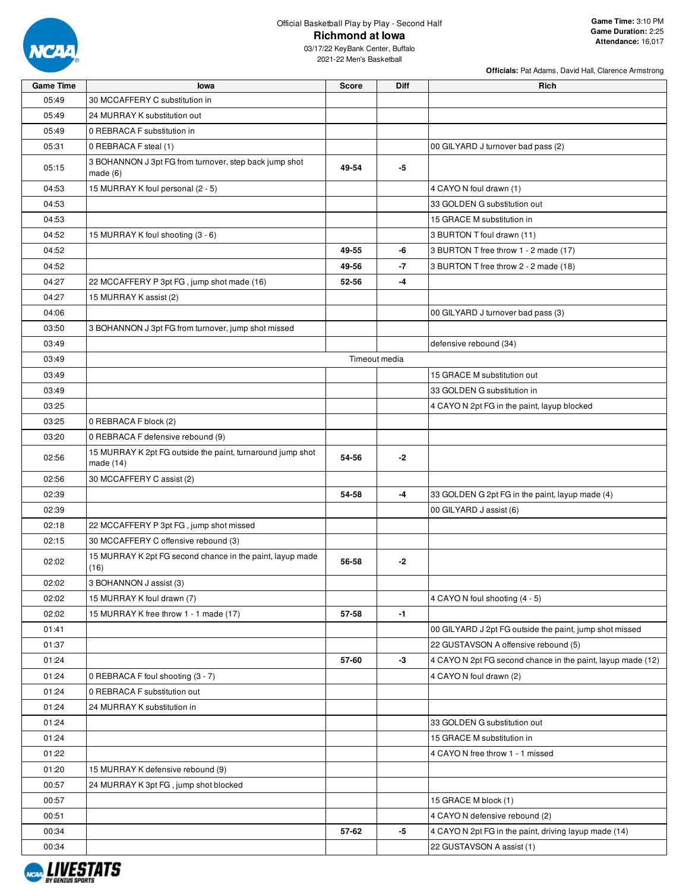Official Basketball Play by Play - Second Half

# Richmond at Iowa

03/17/22 KeyBank Center, Buffalo
2021-22 Men's Basketball

**Game Time:** 3:10 PM
**Game Duration:** 2:25
**Attendance:** 16,017

**Officials:** Pat Adams, David Hall, Clarence Armstrong

| Game Time | Iowa | Score | Diff | Rich |
|---|---|---|---|---|
| 05:49 | 30 MCCAFFERY C substitution in | | | |
| 05:49 | 24 MURRAY K substitution out | | | |
| 05:49 | 0 REBRACA F substitution in | | | |
| 05:31 | 0 REBRACA F steal (1) | | | 00 GILYARD J turnover bad pass (2) |
| 05:15 | 3 BOHANNON J 3pt FG from turnover, step back jump shot made (6) | 49-54 | -5 | |
| 04:53 | 15 MURRAY K foul personal (2 - 5) | | | 4 CAYO N foul drawn (1) |
| 04:53 | | | | 33 GOLDEN G substitution out |
| 04:53 | | | | 15 GRACE M substitution in |
| 04:52 | 15 MURRAY K foul shooting (3 - 6) | | | 3 BURTON T foul drawn (11) |
| 04:52 | | 49-55 | -6 | 3 BURTON T free throw 1 - 2 made (17) |
| 04:52 | | 49-56 | -7 | 3 BURTON T free throw 2 - 2 made (18) |
| 04:27 | 22 MCCAFFERY P 3pt FG , jump shot made (16) | 52-56 | -4 | |
| 04:27 | 15 MURRAY K assist (2) | | | |
| 04:06 | | | | 00 GILYARD J turnover bad pass (3) |
| 03:50 | 3 BOHANNON J 3pt FG from turnover, jump shot missed | | | |
| 03:49 | | | | defensive rebound (34) |
| 03:49 | Timeout media | | | |
| 03:49 | | | | 15 GRACE M substitution out |
| 03:49 | | | | 33 GOLDEN G substitution in |
| 03:25 | | | | 4 CAYO N 2pt FG in the paint, layup blocked |
| 03:25 | 0 REBRACA F block (2) | | | |
| 03:20 | 0 REBRACA F defensive rebound (9) | | | |
| 02:56 | 15 MURRAY K 2pt FG outside the paint, turnaround jump shot made (14) | 54-56 | -2 | |
| 02:56 | 30 MCCAFFERY C assist (2) | | | |
| 02:39 | | 54-58 | -4 | 33 GOLDEN G 2pt FG in the paint, layup made (4) |
| 02:39 | | | | 00 GILYARD J assist (6) |
| 02:18 | 22 MCCAFFERY P 3pt FG , jump shot missed | | | |
| 02:15 | 30 MCCAFFERY C offensive rebound (3) | | | |
| 02:02 | 15 MURRAY K 2pt FG second chance in the paint, layup made (16) | 56-58 | -2 | |
| 02:02 | 3 BOHANNON J assist (3) | | | |
| 02:02 | 15 MURRAY K foul drawn (7) | | | 4 CAYO N foul shooting (4 - 5) |
| 02:02 | 15 MURRAY K free throw 1 - 1 made (17) | 57-58 | -1 | |
| 01:41 | | | | 00 GILYARD J 2pt FG outside the paint, jump shot missed |
| 01:37 | | | | 22 GUSTAVSON A offensive rebound (5) |
| 01:24 | | 57-60 | -3 | 4 CAYO N 2pt FG second chance in the paint, layup made (12) |
| 01:24 | 0 REBRACA F foul shooting (3 - 7) | | | 4 CAYO N foul drawn (2) |
| 01:24 | 0 REBRACA F substitution out | | | |
| 01:24 | 24 MURRAY K substitution in | | | |
| 01:24 | | | | 33 GOLDEN G substitution out |
| 01:24 | | | | 15 GRACE M substitution in |
| 01:22 | | | | 4 CAYO N free throw 1 - 1 missed |
| 01:20 | 15 MURRAY K defensive rebound (9) | | | |
| 00:57 | 24 MURRAY K 3pt FG , jump shot blocked | | | |
| 00:57 | | | | 15 GRACE M block (1) |
| 00:51 | | | | 4 CAYO N defensive rebound (2) |
| 00:34 | | 57-62 | -5 | 4 CAYO N 2pt FG in the paint, driving layup made (14) |
| 00:34 | | | | 22 GUSTAVSON A assist (1) |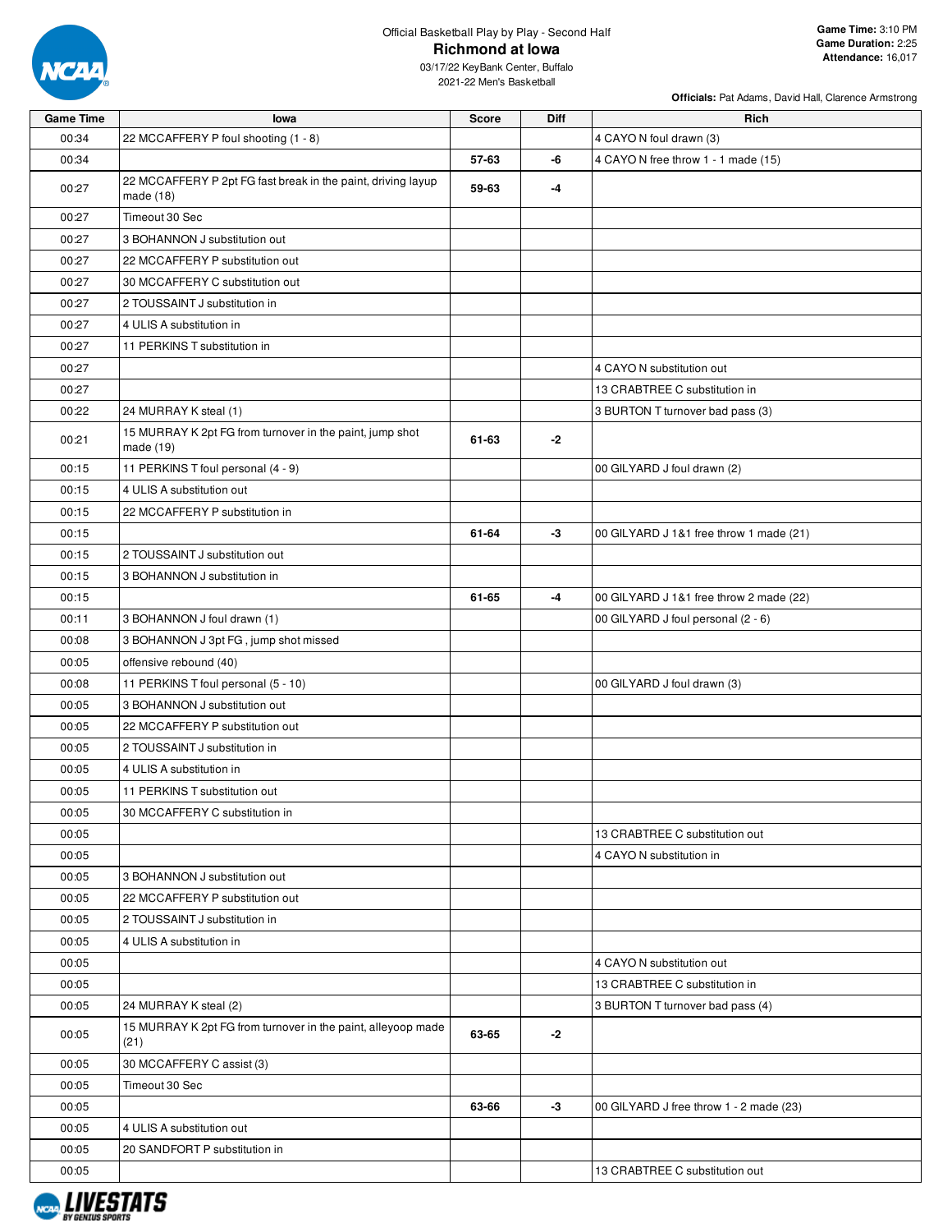Official Basketball Play by Play - Second Half

# Richmond at Iowa

03/17/22 KeyBank Center, Buffalo
2021-22 Men's Basketball

**Game Time:** 3:10 PM
**Game Duration:** 2:25
**Attendance:** 16,017

**Officials:** Pat Adams, David Hall, Clarence Armstrong

| Game Time | Iowa | Score | Diff | Rich |
|---|---|---|---|---|
| 00:34 | 22 MCCAFFERY P foul shooting (1 - 8) | | | 4 CAYO N foul drawn (3) |
| 00:34 | | 57-63 | -6 | 4 CAYO N free throw 1 - 1 made (15) |
| 00:27 | 22 MCCAFFERY P 2pt FG fast break in the paint, driving layup made (18) | 59-63 | -4 | |
| 00:27 | Timeout 30 Sec | | | |
| 00:27 | 3 BOHANNON J substitution out | | | |
| 00:27 | 22 MCCAFFERY P substitution out | | | |
| 00:27 | 30 MCCAFFERY C substitution out | | | |
| 00:27 | 2 TOUSSAINT J substitution in | | | |
| 00:27 | 4 ULIS A substitution in | | | |
| 00:27 | 11 PERKINS T substitution in | | | |
| 00:27 | | | | 4 CAYO N substitution out |
| 00:27 | | | | 13 CRABTREE C substitution in |
| 00:22 | 24 MURRAY K steal (1) | | | 3 BURTON T turnover bad pass (3) |
| 00:21 | 15 MURRAY K 2pt FG from turnover in the paint, jump shot made (19) | 61-63 | -2 | |
| 00:15 | 11 PERKINS T foul personal (4 - 9) | | | 00 GILYARD J foul drawn (2) |
| 00:15 | 4 ULIS A substitution out | | | |
| 00:15 | 22 MCCAFFERY P substitution in | | | |
| 00:15 | | 61-64 | -3 | 00 GILYARD J 1&1 free throw 1 made (21) |
| 00:15 | 2 TOUSSAINT J substitution out | | | |
| 00:15 | 3 BOHANNON J substitution in | | | |
| 00:15 | | 61-65 | -4 | 00 GILYARD J 1&1 free throw 2 made (22) |
| 00:11 | 3 BOHANNON J foul drawn (1) | | | 00 GILYARD J foul personal (2 - 6) |
| 00:08 | 3 BOHANNON J 3pt FG , jump shot missed | | | |
| 00:05 | offensive rebound (40) | | | |
| 00:08 | 11 PERKINS T foul personal (5 - 10) | | | 00 GILYARD J foul drawn (3) |
| 00:05 | 3 BOHANNON J substitution out | | | |
| 00:05 | 22 MCCAFFERY P substitution out | | | |
| 00:05 | 2 TOUSSAINT J substitution in | | | |
| 00:05 | 4 ULIS A substitution in | | | |
| 00:05 | 11 PERKINS T substitution out | | | |
| 00:05 | 30 MCCAFFERY C substitution in | | | |
| 00:05 | | | | 13 CRABTREE C substitution out |
| 00:05 | | | | 4 CAYO N substitution in |
| 00:05 | 3 BOHANNON J substitution out | | | |
| 00:05 | 22 MCCAFFERY P substitution out | | | |
| 00:05 | 2 TOUSSAINT J substitution in | | | |
| 00:05 | 4 ULIS A substitution in | | | |
| 00:05 | | | | 4 CAYO N substitution out |
| 00:05 | | | | 13 CRABTREE C substitution in |
| 00:05 | 24 MURRAY K steal (2) | | | 3 BURTON T turnover bad pass (4) |
| 00:05 | 15 MURRAY K 2pt FG from turnover in the paint, alleyoop made (21) | 63-65 | -2 | |
| 00:05 | 30 MCCAFFERY C assist (3) | | | |
| 00:05 | Timeout 30 Sec | | | |
| 00:05 | | 63-66 | -3 | 00 GILYARD J free throw 1 - 2 made (23) |
| 00:05 | 4 ULIS A substitution out | | | |
| 00:05 | 20 SANDFORT P substitution in | | | |
| 00:05 | | | | 13 CRABTREE C substitution out |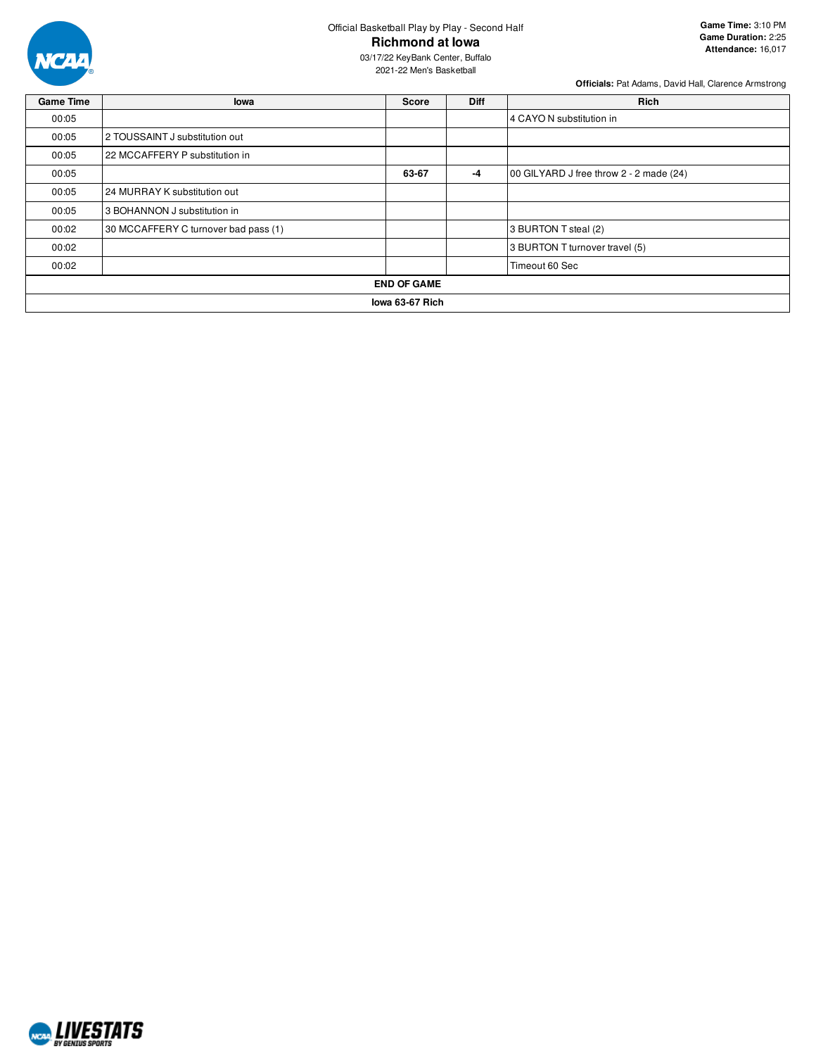Official Basketball Play by Play - Second Half

# Richmond at Iowa

03/17/22 KeyBank Center, Buffalo
2021-22 Men's Basketball

**Game Time:** 3:10 PM
**Game Duration:** 2:25
**Attendance:** 16,017

**Officials:** Pat Adams, David Hall, Clarence Armstrong

| Game Time | Iowa | Score | Diff | Rich |
|---|---|---|---|---|
| 00:05 | | | | 4 CAYO N substitution in |
| 00:05 | 2 TOUSSAINT J substitution out | | | |
| 00:05 | 22 MCCAFFERY P substitution in | | | |
| 00:05 | | **63-67** | **-4** | 00 GILYARD J free throw 2 - 2 made (24) |
| 00:05 | 24 MURRAY K substitution out | | | |
| 00:05 | 3 BOHANNON J substitution in | | | |
| 00:02 | 30 MCCAFFERY C turnover bad pass (1) | | | 3 BURTON T steal (2) |
| 00:02 | | | | 3 BURTON T turnover travel (5) |
| 00:02 | | | | Timeout 60 Sec |
| **END OF GAME** | | | | |
| **Iowa 63-67 Rich** | | | | |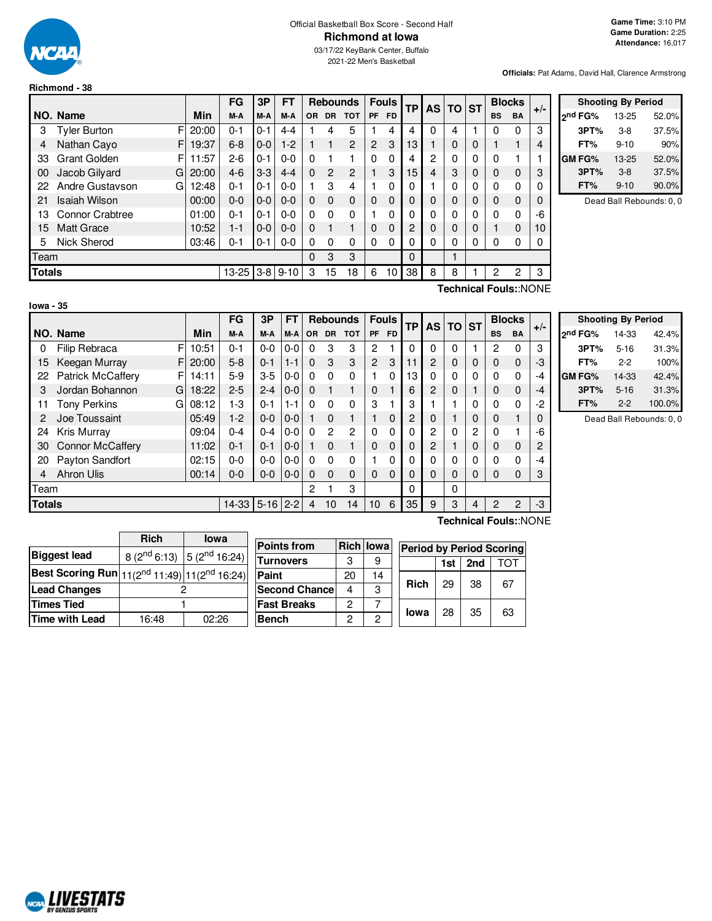Official Basketball Box Score - Second Half

# Richmond at Iowa

03/17/22 KeyBank Center, Buffalo

2021-22 Men's Basketball

**Game Time:** 3:10 PM
**Game Duration:** 2:25
**Attendance:** 16,017

**Officials:** Pat Adams, David Hall, Clarence Armstrong

## Richmond - 38

| NO. | Name | | Min | FG M-A | 3P M-A | FT M-A | OR | DR | TOT | PF | FD | TP | AS | TO | ST | BS | BA | +/- |
|---|---|---|---|---|---|---|---|---|---|---|---|---|---|---|---|---|---|---|
| 3 | Tyler Burton | F | 20:00 | 0-1 | 0-1 | 4-4 | 1 | 4 | 5 | 1 | 4 | 4 | 0 | 4 | 1 | 0 | 0 | 3 |
| 4 | Nathan Cayo | F | 19:37 | 6-8 | 0-0 | 1-2 | 1 | 1 | 2 | 2 | 3 | 13 | 1 | 0 | 0 | 1 | 1 | 4 |
| 33 | Grant Golden | F | 11:57 | 2-6 | 0-1 | 0-0 | 0 | 1 | 1 | 0 | 0 | 4 | 2 | 0 | 0 | 0 | 1 | 1 |
| 00 | Jacob Gilyard | G | 20:00 | 4-6 | 3-3 | 4-4 | 0 | 2 | 2 | 1 | 3 | 15 | 4 | 3 | 0 | 0 | 0 | 3 |
| 22 | Andre Gustavson | G | 12:48 | 0-1 | 0-1 | 0-0 | 1 | 3 | 4 | 1 | 0 | 0 | 1 | 0 | 0 | 0 | 0 | 0 |
| 21 | Isaiah Wilson | | 00:00 | 0-0 | 0-0 | 0-0 | 0 | 0 | 0 | 0 | 0 | 0 | 0 | 0 | 0 | 0 | 0 | 0 |
| 13 | Connor Crabtree | | 01:00 | 0-1 | 0-1 | 0-0 | 0 | 0 | 0 | 1 | 0 | 0 | 0 | 0 | 0 | 0 | 0 | -6 |
| 15 | Matt Grace | | 10:52 | 1-1 | 0-0 | 0-0 | 0 | 1 | 1 | 0 | 0 | 2 | 0 | 0 | 0 | 1 | 0 | 10 |
| 5 | Nick Sherod | | 03:46 | 0-1 | 0-1 | 0-0 | 0 | 0 | 0 | 0 | 0 | 0 | 0 | 0 | 0 | 0 | 0 | 0 |
| | Team | | | | | | 0 | 3 | 3 | | | 0 | | 1 | | | | |
| | **Totals** | | | 13-25 | 3-8 | 9-10 | 3 | 15 | 18 | 6 | 10 | 38 | 8 | 8 | 1 | 2 | 2 | 3 |

Technical Fouls::NONE

| Shooting By Period | | |
|---|---|---|
| 2nd FG% | 13-25 | 52.0% |
| 3PT% | 3-8 | 37.5% |
| FT% | 9-10 | 90% |
| GM FG% | 13-25 | 52.0% |
| 3PT% | 3-8 | 37.5% |
| FT% | 9-10 | 90.0% |

Dead Ball Rebounds: 0, 0

## Iowa - 35

| NO. | Name | | Min | FG M-A | 3P M-A | FT M-A | OR | DR | TOT | PF | FD | TP | AS | TO | ST | BS | BA | +/- |
|---|---|---|---|---|---|---|---|---|---|---|---|---|---|---|---|---|---|---|
| 0 | Filip Rebraca | F | 10:51 | 0-1 | 0-0 | 0-0 | 0 | 3 | 3 | 2 | 1 | 0 | 0 | 0 | 1 | 2 | 0 | 3 |
| 15 | Keegan Murray | F | 20:00 | 5-8 | 0-1 | 1-1 | 0 | 3 | 3 | 2 | 3 | 11 | 2 | 0 | 0 | 0 | 0 | -3 |
| 22 | Patrick McCaffery | F | 14:11 | 5-9 | 3-5 | 0-0 | 0 | 0 | 0 | 1 | 0 | 13 | 0 | 0 | 0 | 0 | 0 | -4 |
| 3 | Jordan Bohannon | G | 18:22 | 2-5 | 2-4 | 0-0 | 0 | 1 | 1 | 0 | 1 | 6 | 2 | 0 | 1 | 0 | 0 | -4 |
| 11 | Tony Perkins | G | 08:12 | 1-3 | 0-1 | 1-1 | 0 | 0 | 0 | 3 | 1 | 3 | 1 | 1 | 0 | 0 | 0 | -2 |
| 2 | Joe Toussaint | | 05:49 | 1-2 | 0-0 | 0-0 | 1 | 0 | 1 | 1 | 0 | 2 | 0 | 1 | 0 | 0 | 1 | 0 |
| 24 | Kris Murray | | 09:04 | 0-4 | 0-4 | 0-0 | 0 | 2 | 2 | 0 | 0 | 0 | 2 | 0 | 2 | 0 | 1 | -6 |
| 30 | Connor McCaffery | | 11:02 | 0-1 | 0-1 | 0-0 | 1 | 0 | 1 | 0 | 0 | 0 | 2 | 1 | 0 | 0 | 0 | 2 |
| 20 | Payton Sandfort | | 02:15 | 0-0 | 0-0 | 0-0 | 0 | 0 | 0 | 1 | 0 | 0 | 0 | 0 | 0 | 0 | 0 | -4 |
| 4 | Ahron Ulis | | 00:14 | 0-0 | 0-0 | 0-0 | 0 | 0 | 0 | 0 | 0 | 0 | 0 | 0 | 0 | 0 | 0 | 3 |
| | Team | | | | | | 2 | 1 | 3 | | | 0 | | 0 | | | | |
| | **Totals** | | | 14-33 | 5-16 | 2-2 | 4 | 10 | 14 | 10 | 6 | 35 | 9 | 3 | 4 | 2 | 2 | -3 |

Technical Fouls::NONE

| Shooting By Period | | |
|---|---|---|
| 2nd FG% | 14-33 | 42.4% |
| 3PT% | 5-16 | 31.3% |
| FT% | 2-2 | 100% |
| GM FG% | 14-33 | 42.4% |
| 3PT% | 5-16 | 31.3% |
| FT% | 2-2 | 100.0% |

Dead Ball Rebounds: 0, 0

| | Rich | Iowa |
|---|---|---|
| Biggest lead | 8 (2nd 6:13) | 5 (2nd 16:24) |
| Best Scoring Run | 11(2nd 11:49) | 11(2nd 16:24) |
| Lead Changes | 2 | |
| Times Tied | 1 | |
| Time with Lead | 16:48 | 02:26 |

| Points from | Rich | Iowa |
|---|---|---|
| Turnovers | 3 | 9 |
| Paint | 20 | 14 |
| Second Chance | 4 | 3 |
| Fast Breaks | 2 | 7 |
| Bench | 2 | 2 |

| Period by Period Scoring | 1st | 2nd | TOT |
|---|---|---|---|
| Rich | 29 | 38 | 67 |
| Iowa | 28 | 35 | 63 |